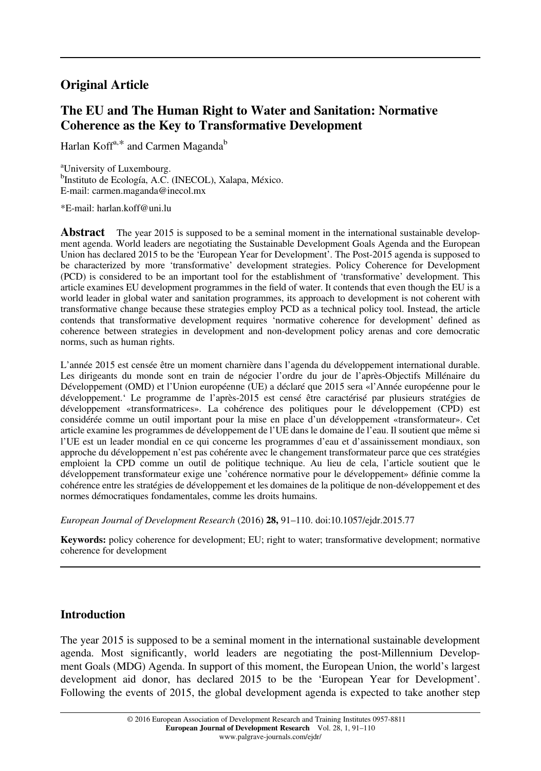## Original Article

# The EU and The Human Right to Water and Sanitation: Normative Coherence as the Key to Transformative Development

Harlan Koff[a,*] and Carmen Maganda[b]

[a]University of Luxembourg.
[b]Instituto de Ecología, A.C. (INECOL), Xalapa, México.
E-mail: carmen.maganda@inecol.mx

*E-mail: harlan.koff@uni.lu

**Abstract** The year 2015 is supposed to be a seminal moment in the international sustainable development agenda. World leaders are negotiating the Sustainable Development Goals Agenda and the European Union has declared 2015 to be the 'European Year for Development'. The Post-2015 agenda is supposed to be characterized by more 'transformative' development strategies. Policy Coherence for Development (PCD) is considered to be an important tool for the establishment of 'transformative' development. This article examines EU development programmes in the field of water. It contends that even though the EU is a world leader in global water and sanitation programmes, its approach to development is not coherent with transformative change because these strategies employ PCD as a technical policy tool. Instead, the article contends that transformative development requires 'normative coherence for development' defined as coherence between strategies in development and non-development policy arenas and core democratic norms, such as human rights.

L'année 2015 est censée être un moment charnière dans l'agenda du développement international durable. Les dirigeants du monde sont en train de négocier l'ordre du jour de l'après-Objectifs Millénaire du Développement (OMD) et l'Union européenne (UE) a déclaré que 2015 sera «l'Année européenne pour le développement.' Le programme de l'après-2015 est censé être caractérisé par plusieurs stratégies de développement «transformatrices». La cohérence des politiques pour le développement (CPD) est considérée comme un outil important pour la mise en place d'un développement «transformateur». Cet article examine les programmes de développement de l'UE dans le domaine de l'eau. Il soutient que même si l'UE est un leader mondial en ce qui concerne les programmes d'eau et d'assainissement mondiaux, son approche du développement n'est pas cohérente avec le changement transformateur parce que ces stratégies emploient la CPD comme un outil de politique technique. Au lieu de cela, l'article soutient que le développement transformateur exige une 'cohérence normative pour le développement» définie comme la cohérence entre les stratégies de développement et les domaines de la politique de non-développement et des normes démocratiques fondamentales, comme les droits humains.

*European Journal of Development Research* (2016) **28,** 91–110. doi:10.1057/ejdr.2015.77

**Keywords:** policy coherence for development; EU; right to water; transformative development; normative coherence for development

## Introduction

The year 2015 is supposed to be a seminal moment in the international sustainable development agenda. Most significantly, world leaders are negotiating the post-Millennium Development Goals (MDG) Agenda. In support of this moment, the European Union, the world's largest development aid donor, has declared 2015 to be the 'European Year for Development'. Following the events of 2015, the global development agenda is expected to take another step

© 2016 European Association of Development Research and Training Institutes 0957-8811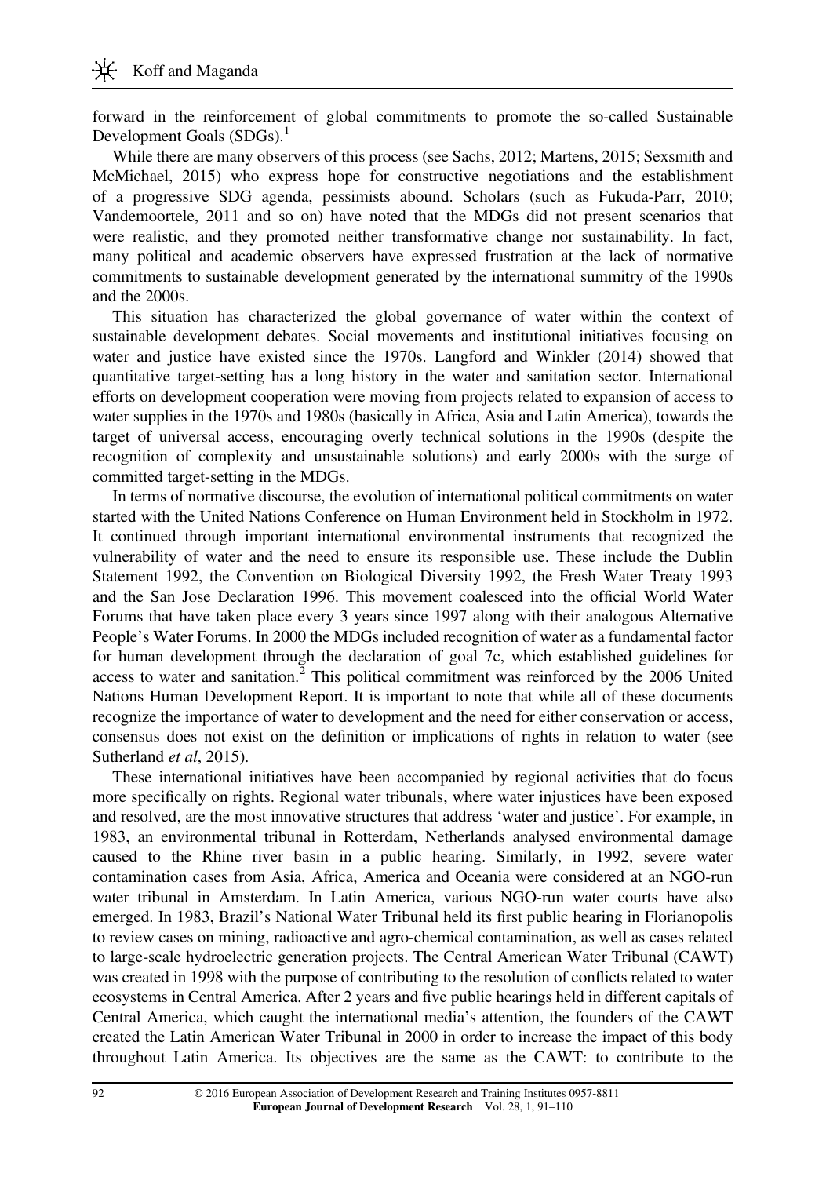forward in the reinforcement of global commitments to promote the so-called Sustainable Development Goals (SDGs).[1]

While there are many observers of this process (see Sachs, 2012; Martens, 2015; Sexsmith and McMichael, 2015) who express hope for constructive negotiations and the establishment of a progressive SDG agenda, pessimists abound. Scholars (such as Fukuda-Parr, 2010; Vandemoortele, 2011 and so on) have noted that the MDGs did not present scenarios that were realistic, and they promoted neither transformative change nor sustainability. In fact, many political and academic observers have expressed frustration at the lack of normative commitments to sustainable development generated by the international summitry of the 1990s and the 2000s.

This situation has characterized the global governance of water within the context of sustainable development debates. Social movements and institutional initiatives focusing on water and justice have existed since the 1970s. Langford and Winkler (2014) showed that quantitative target-setting has a long history in the water and sanitation sector. International efforts on development cooperation were moving from projects related to expansion of access to water supplies in the 1970s and 1980s (basically in Africa, Asia and Latin America), towards the target of universal access, encouraging overly technical solutions in the 1990s (despite the recognition of complexity and unsustainable solutions) and early 2000s with the surge of committed target-setting in the MDGs.

In terms of normative discourse, the evolution of international political commitments on water started with the United Nations Conference on Human Environment held in Stockholm in 1972. It continued through important international environmental instruments that recognized the vulnerability of water and the need to ensure its responsible use. These include the Dublin Statement 1992, the Convention on Biological Diversity 1992, the Fresh Water Treaty 1993 and the San Jose Declaration 1996. This movement coalesced into the official World Water Forums that have taken place every 3 years since 1997 along with their analogous Alternative People's Water Forums. In 2000 the MDGs included recognition of water as a fundamental factor for human development through the declaration of goal 7c, which established guidelines for access to water and sanitation.[2] This political commitment was reinforced by the 2006 United Nations Human Development Report. It is important to note that while all of these documents recognize the importance of water to development and the need for either conservation or access, consensus does not exist on the definition or implications of rights in relation to water (see Sutherland *et al*, 2015).

These international initiatives have been accompanied by regional activities that do focus more specifically on rights. Regional water tribunals, where water injustices have been exposed and resolved, are the most innovative structures that address 'water and justice'. For example, in 1983, an environmental tribunal in Rotterdam, Netherlands analysed environmental damage caused to the Rhine river basin in a public hearing. Similarly, in 1992, severe water contamination cases from Asia, Africa, America and Oceania were considered at an NGO-run water tribunal in Amsterdam. In Latin America, various NGO-run water courts have also emerged. In 1983, Brazil's National Water Tribunal held its first public hearing in Florianopolis to review cases on mining, radioactive and agro-chemical contamination, as well as cases related to large-scale hydroelectric generation projects. The Central American Water Tribunal (CAWT) was created in 1998 with the purpose of contributing to the resolution of conflicts related to water ecosystems in Central America. After 2 years and five public hearings held in different capitals of Central America, which caught the international media's attention, the founders of the CAWT created the Latin American Water Tribunal in 2000 in order to increase the impact of this body throughout Latin America. Its objectives are the same as the CAWT: to contribute to the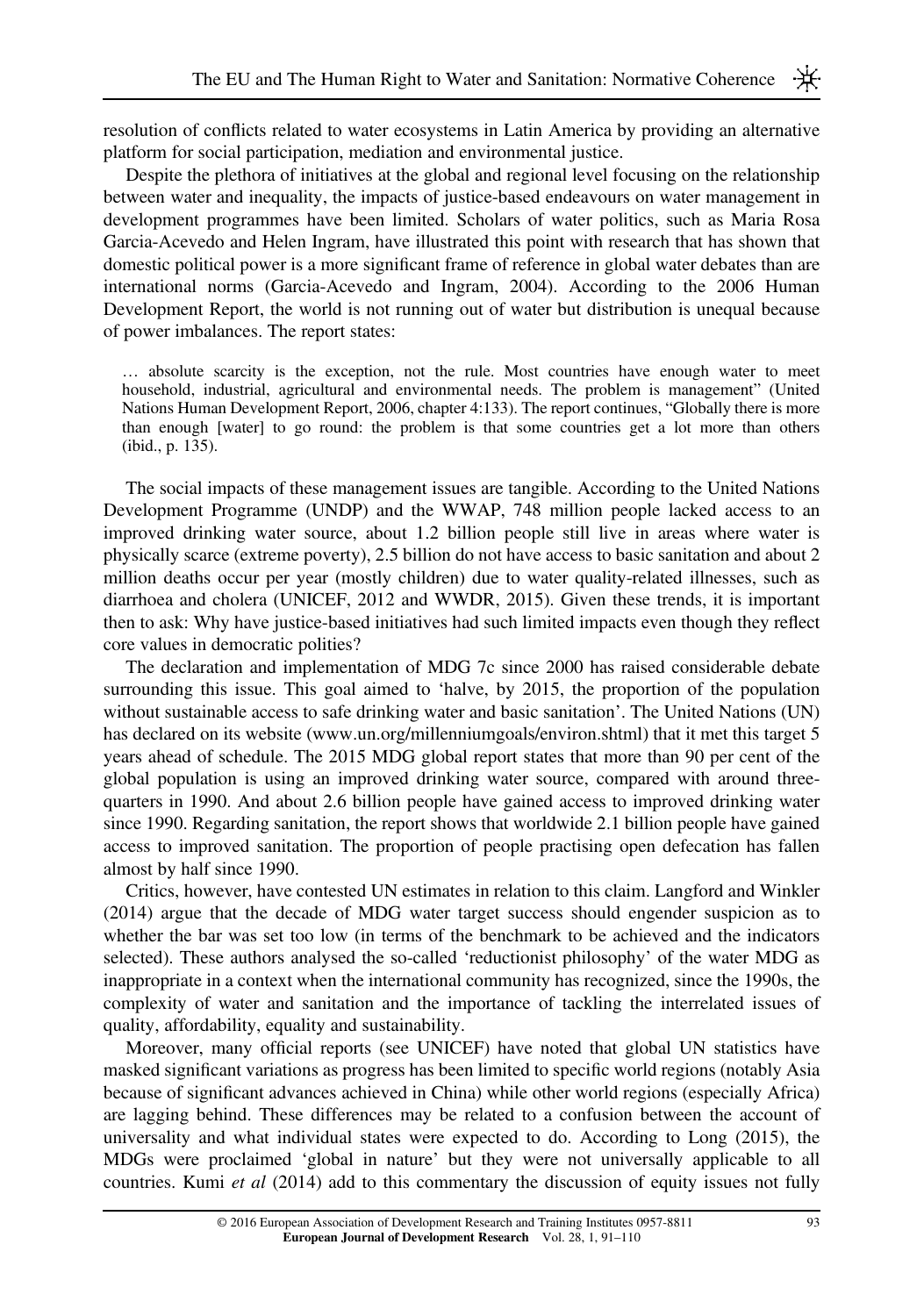resolution of conflicts related to water ecosystems in Latin America by providing an alternative platform for social participation, mediation and environmental justice.

Despite the plethora of initiatives at the global and regional level focusing on the relationship between water and inequality, the impacts of justice-based endeavours on water management in development programmes have been limited. Scholars of water politics, such as Maria Rosa Garcia-Acevedo and Helen Ingram, have illustrated this point with research that has shown that domestic political power is a more significant frame of reference in global water debates than are international norms (Garcia-Acevedo and Ingram, 2004). According to the 2006 Human Development Report, the world is not running out of water but distribution is unequal because of power imbalances. The report states:

> … absolute scarcity is the exception, not the rule. Most countries have enough water to meet household, industrial, agricultural and environmental needs. The problem is management" (United Nations Human Development Report, 2006, chapter 4:133). The report continues, "Globally there is more than enough [water] to go round: the problem is that some countries get a lot more than others (ibid., p. 135).

The social impacts of these management issues are tangible. According to the United Nations Development Programme (UNDP) and the WWAP, 748 million people lacked access to an improved drinking water source, about 1.2 billion people still live in areas where water is physically scarce (extreme poverty), 2.5 billion do not have access to basic sanitation and about 2 million deaths occur per year (mostly children) due to water quality-related illnesses, such as diarrhoea and cholera (UNICEF, 2012 and WWDR, 2015). Given these trends, it is important then to ask: Why have justice-based initiatives had such limited impacts even though they reflect core values in democratic polities?

The declaration and implementation of MDG 7c since 2000 has raised considerable debate surrounding this issue. This goal aimed to 'halve, by 2015, the proportion of the population without sustainable access to safe drinking water and basic sanitation'. The United Nations (UN) has declared on its website (www.un.org/millenniumgoals/environ.shtml) that it met this target 5 years ahead of schedule. The 2015 MDG global report states that more than 90 per cent of the global population is using an improved drinking water source, compared with around three-quarters in 1990. And about 2.6 billion people have gained access to improved drinking water since 1990. Regarding sanitation, the report shows that worldwide 2.1 billion people have gained access to improved sanitation. The proportion of people practising open defecation has fallen almost by half since 1990.

Critics, however, have contested UN estimates in relation to this claim. Langford and Winkler (2014) argue that the decade of MDG water target success should engender suspicion as to whether the bar was set too low (in terms of the benchmark to be achieved and the indicators selected). These authors analysed the so-called 'reductionist philosophy' of the water MDG as inappropriate in a context when the international community has recognized, since the 1990s, the complexity of water and sanitation and the importance of tackling the interrelated issues of quality, affordability, equality and sustainability.

Moreover, many official reports (see UNICEF) have noted that global UN statistics have masked significant variations as progress has been limited to specific world regions (notably Asia because of significant advances achieved in China) while other world regions (especially Africa) are lagging behind. These differences may be related to a confusion between the account of universality and what individual states were expected to do. According to Long (2015), the MDGs were proclaimed 'global in nature' but they were not universally applicable to all countries. Kumi *et al* (2014) add to this commentary the discussion of equity issues not fully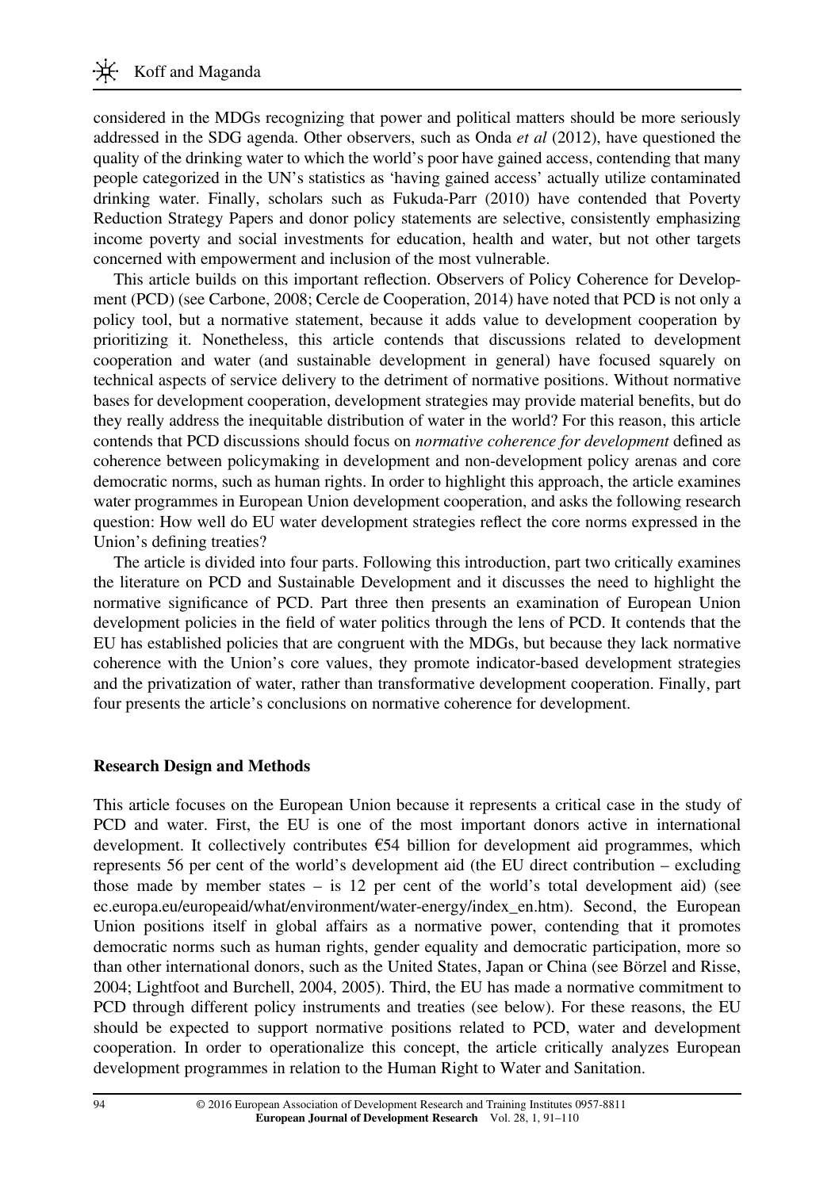considered in the MDGs recognizing that power and political matters should be more seriously addressed in the SDG agenda. Other observers, such as Onda *et al* (2012), have questioned the quality of the drinking water to which the world's poor have gained access, contending that many people categorized in the UN's statistics as 'having gained access' actually utilize contaminated drinking water. Finally, scholars such as Fukuda-Parr (2010) have contended that Poverty Reduction Strategy Papers and donor policy statements are selective, consistently emphasizing income poverty and social investments for education, health and water, but not other targets concerned with empowerment and inclusion of the most vulnerable.

This article builds on this important reflection. Observers of Policy Coherence for Development (PCD) (see Carbone, 2008; Cercle de Cooperation, 2014) have noted that PCD is not only a policy tool, but a normative statement, because it adds value to development cooperation by prioritizing it. Nonetheless, this article contends that discussions related to development cooperation and water (and sustainable development in general) have focused squarely on technical aspects of service delivery to the detriment of normative positions. Without normative bases for development cooperation, development strategies may provide material benefits, but do they really address the inequitable distribution of water in the world? For this reason, this article contends that PCD discussions should focus on *normative coherence for development* defined as coherence between policymaking in development and non-development policy arenas and core democratic norms, such as human rights. In order to highlight this approach, the article examines water programmes in European Union development cooperation, and asks the following research question: How well do EU water development strategies reflect the core norms expressed in the Union's defining treaties?

The article is divided into four parts. Following this introduction, part two critically examines the literature on PCD and Sustainable Development and it discusses the need to highlight the normative significance of PCD. Part three then presents an examination of European Union development policies in the field of water politics through the lens of PCD. It contends that the EU has established policies that are congruent with the MDGs, but because they lack normative coherence with the Union's core values, they promote indicator-based development strategies and the privatization of water, rather than transformative development cooperation. Finally, part four presents the article's conclusions on normative coherence for development.

## Research Design and Methods

This article focuses on the European Union because it represents a critical case in the study of PCD and water. First, the EU is one of the most important donors active in international development. It collectively contributes €54 billion for development aid programmes, which represents 56 per cent of the world's development aid (the EU direct contribution – excluding those made by member states – is 12 per cent of the world's total development aid) (see ec.europa.eu/europeaid/what/environment/water-energy/index_en.htm). Second, the European Union positions itself in global affairs as a normative power, contending that it promotes democratic norms such as human rights, gender equality and democratic participation, more so than other international donors, such as the United States, Japan or China (see Börzel and Risse, 2004; Lightfoot and Burchell, 2004, 2005). Third, the EU has made a normative commitment to PCD through different policy instruments and treaties (see below). For these reasons, the EU should be expected to support normative positions related to PCD, water and development cooperation. In order to operationalize this concept, the article critically analyzes European development programmes in relation to the Human Right to Water and Sanitation.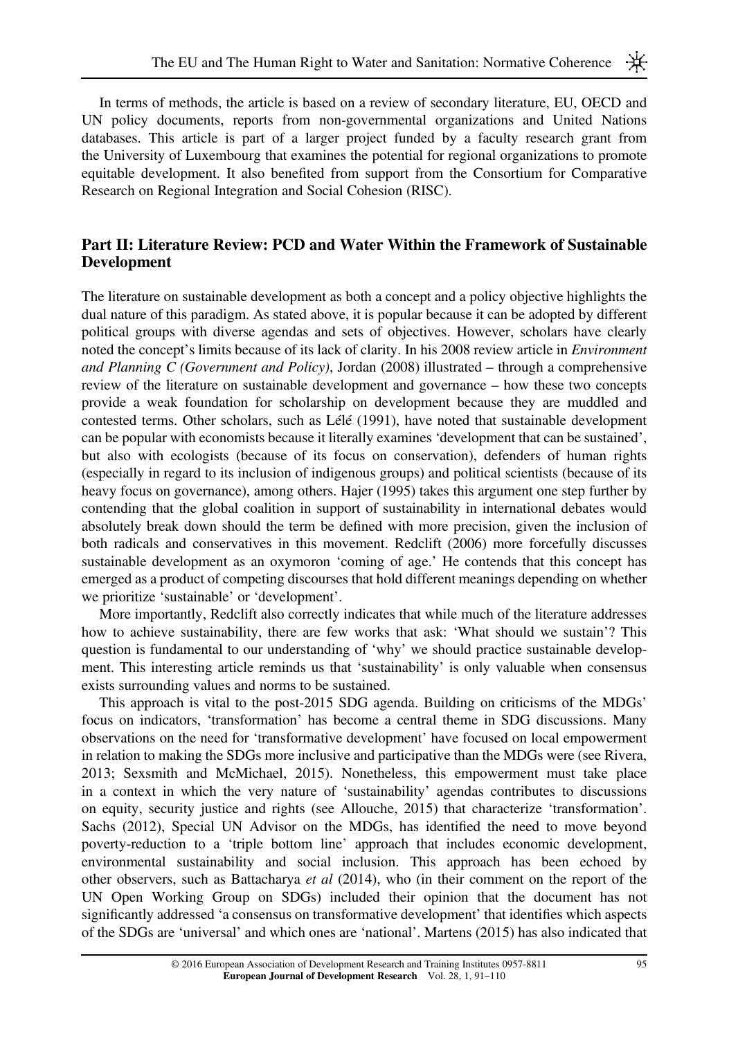In terms of methods, the article is based on a review of secondary literature, EU, OECD and UN policy documents, reports from non-governmental organizations and United Nations databases. This article is part of a larger project funded by a faculty research grant from the University of Luxembourg that examines the potential for regional organizations to promote equitable development. It also benefited from support from the Consortium for Comparative Research on Regional Integration and Social Cohesion (RISC).

## Part II: Literature Review: PCD and Water Within the Framework of Sustainable Development

The literature on sustainable development as both a concept and a policy objective highlights the dual nature of this paradigm. As stated above, it is popular because it can be adopted by different political groups with diverse agendas and sets of objectives. However, scholars have clearly noted the concept's limits because of its lack of clarity. In his 2008 review article in *Environment and Planning C (Government and Policy)*, Jordan (2008) illustrated – through a comprehensive review of the literature on sustainable development and governance – how these two concepts provide a weak foundation for scholarship on development because they are muddled and contested terms. Other scholars, such as Lélé (1991), have noted that sustainable development can be popular with economists because it literally examines 'development that can be sustained', but also with ecologists (because of its focus on conservation), defenders of human rights (especially in regard to its inclusion of indigenous groups) and political scientists (because of its heavy focus on governance), among others. Hajer (1995) takes this argument one step further by contending that the global coalition in support of sustainability in international debates would absolutely break down should the term be defined with more precision, given the inclusion of both radicals and conservatives in this movement. Redclift (2006) more forcefully discusses sustainable development as an oxymoron 'coming of age.' He contends that this concept has emerged as a product of competing discourses that hold different meanings depending on whether we prioritize 'sustainable' or 'development'.

More importantly, Redclift also correctly indicates that while much of the literature addresses how to achieve sustainability, there are few works that ask: 'What should we sustain'? This question is fundamental to our understanding of 'why' we should practice sustainable development. This interesting article reminds us that 'sustainability' is only valuable when consensus exists surrounding values and norms to be sustained.

This approach is vital to the post-2015 SDG agenda. Building on criticisms of the MDGs' focus on indicators, 'transformation' has become a central theme in SDG discussions. Many observations on the need for 'transformative development' have focused on local empowerment in relation to making the SDGs more inclusive and participative than the MDGs were (see Rivera, 2013; Sexsmith and McMichael, 2015). Nonetheless, this empowerment must take place in a context in which the very nature of 'sustainability' agendas contributes to discussions on equity, security justice and rights (see Allouche, 2015) that characterize 'transformation'. Sachs (2012), Special UN Advisor on the MDGs, has identified the need to move beyond poverty-reduction to a 'triple bottom line' approach that includes economic development, environmental sustainability and social inclusion. This approach has been echoed by other observers, such as Battacharya *et al* (2014), who (in their comment on the report of the UN Open Working Group on SDGs) included their opinion that the document has not significantly addressed 'a consensus on transformative development' that identifies which aspects of the SDGs are 'universal' and which ones are 'national'. Martens (2015) has also indicated that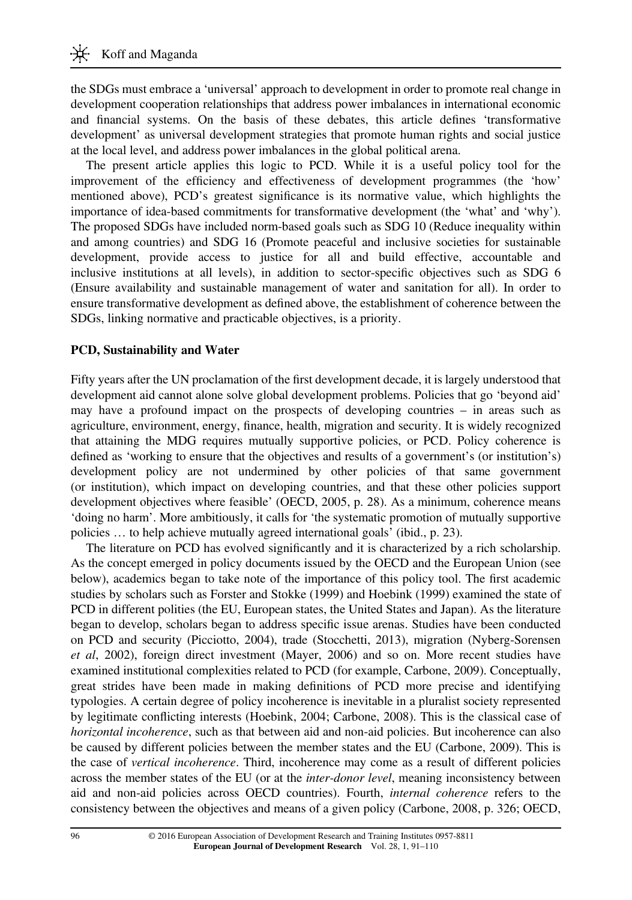the SDGs must embrace a 'universal' approach to development in order to promote real change in development cooperation relationships that address power imbalances in international economic and financial systems. On the basis of these debates, this article defines 'transformative development' as universal development strategies that promote human rights and social justice at the local level, and address power imbalances in the global political arena.

The present article applies this logic to PCD. While it is a useful policy tool for the improvement of the efficiency and effectiveness of development programmes (the 'how' mentioned above), PCD's greatest significance is its normative value, which highlights the importance of idea-based commitments for transformative development (the 'what' and 'why'). The proposed SDGs have included norm-based goals such as SDG 10 (Reduce inequality within and among countries) and SDG 16 (Promote peaceful and inclusive societies for sustainable development, provide access to justice for all and build effective, accountable and inclusive institutions at all levels), in addition to sector-specific objectives such as SDG 6 (Ensure availability and sustainable management of water and sanitation for all). In order to ensure transformative development as defined above, the establishment of coherence between the SDGs, linking normative and practicable objectives, is a priority.

## PCD, Sustainability and Water

Fifty years after the UN proclamation of the first development decade, it is largely understood that development aid cannot alone solve global development problems. Policies that go 'beyond aid' may have a profound impact on the prospects of developing countries – in areas such as agriculture, environment, energy, finance, health, migration and security. It is widely recognized that attaining the MDG requires mutually supportive policies, or PCD. Policy coherence is defined as 'working to ensure that the objectives and results of a government's (or institution's) development policy are not undermined by other policies of that same government (or institution), which impact on developing countries, and that these other policies support development objectives where feasible' (OECD, 2005, p. 28). As a minimum, coherence means 'doing no harm'. More ambitiously, it calls for 'the systematic promotion of mutually supportive policies … to help achieve mutually agreed international goals' (ibid., p. 23).

The literature on PCD has evolved significantly and it is characterized by a rich scholarship. As the concept emerged in policy documents issued by the OECD and the European Union (see below), academics began to take note of the importance of this policy tool. The first academic studies by scholars such as Forster and Stokke (1999) and Hoebink (1999) examined the state of PCD in different polities (the EU, European states, the United States and Japan). As the literature began to develop, scholars began to address specific issue arenas. Studies have been conducted on PCD and security (Picciotto, 2004), trade (Stocchetti, 2013), migration (Nyberg-Sorensen *et al*, 2002), foreign direct investment (Mayer, 2006) and so on. More recent studies have examined institutional complexities related to PCD (for example, Carbone, 2009). Conceptually, great strides have been made in making definitions of PCD more precise and identifying typologies. A certain degree of policy incoherence is inevitable in a pluralist society represented by legitimate conflicting interests (Hoebink, 2004; Carbone, 2008). This is the classical case of *horizontal incoherence*, such as that between aid and non-aid policies. But incoherence can also be caused by different policies between the member states and the EU (Carbone, 2009). This is the case of *vertical incoherence*. Third, incoherence may come as a result of different policies across the member states of the EU (or at the *inter-donor level*, meaning inconsistency between aid and non-aid policies across OECD countries). Fourth, *internal coherence* refers to the consistency between the objectives and means of a given policy (Carbone, 2008, p. 326; OECD,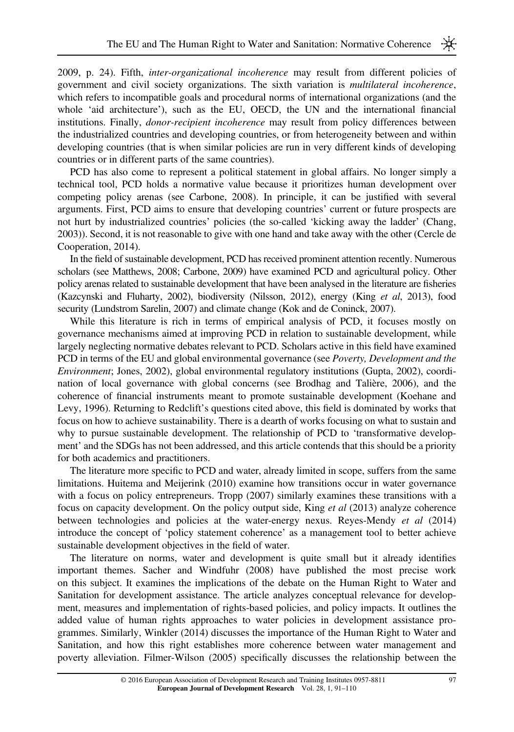2009, p. 24). Fifth, *inter-organizational incoherence* may result from different policies of government and civil society organizations. The sixth variation is *multilateral incoherence*, which refers to incompatible goals and procedural norms of international organizations (and the whole 'aid architecture'), such as the EU, OECD, the UN and the international financial institutions. Finally, *donor-recipient incoherence* may result from policy differences between the industrialized countries and developing countries, or from heterogeneity between and within developing countries (that is when similar policies are run in very different kinds of developing countries or in different parts of the same countries).

PCD has also come to represent a political statement in global affairs. No longer simply a technical tool, PCD holds a normative value because it prioritizes human development over competing policy arenas (see Carbone, 2008). In principle, it can be justified with several arguments. First, PCD aims to ensure that developing countries' current or future prospects are not hurt by industrialized countries' policies (the so-called 'kicking away the ladder' (Chang, 2003)). Second, it is not reasonable to give with one hand and take away with the other (Cercle de Cooperation, 2014).

In the field of sustainable development, PCD has received prominent attention recently. Numerous scholars (see Matthews, 2008; Carbone, 2009) have examined PCD and agricultural policy. Other policy arenas related to sustainable development that have been analysed in the literature are fisheries (Kazcynski and Fluharty, 2002), biodiversity (Nilsson, 2012), energy (King *et al*, 2013), food security (Lundstrom Sarelin, 2007) and climate change (Kok and de Coninck, 2007).

While this literature is rich in terms of empirical analysis of PCD, it focuses mostly on governance mechanisms aimed at improving PCD in relation to sustainable development, while largely neglecting normative debates relevant to PCD. Scholars active in this field have examined PCD in terms of the EU and global environmental governance (see *Poverty, Development and the Environment*; Jones, 2002), global environmental regulatory institutions (Gupta, 2002), coordination of local governance with global concerns (see Brodhag and Talière, 2006), and the coherence of financial instruments meant to promote sustainable development (Koehane and Levy, 1996). Returning to Redclift's questions cited above, this field is dominated by works that focus on how to achieve sustainability. There is a dearth of works focusing on what to sustain and why to pursue sustainable development. The relationship of PCD to 'transformative development' and the SDGs has not been addressed, and this article contends that this should be a priority for both academics and practitioners.

The literature more specific to PCD and water, already limited in scope, suffers from the same limitations. Huitema and Meijerink (2010) examine how transitions occur in water governance with a focus on policy entrepreneurs. Tropp (2007) similarly examines these transitions with a focus on capacity development. On the policy output side, King *et al* (2013) analyze coherence between technologies and policies at the water-energy nexus. Reyes-Mendy *et al* (2014) introduce the concept of 'policy statement coherence' as a management tool to better achieve sustainable development objectives in the field of water.

The literature on norms, water and development is quite small but it already identifies important themes. Sacher and Windfuhr (2008) have published the most precise work on this subject. It examines the implications of the debate on the Human Right to Water and Sanitation for development assistance. The article analyzes conceptual relevance for development, measures and implementation of rights-based policies, and policy impacts. It outlines the added value of human rights approaches to water policies in development assistance programmes. Similarly, Winkler (2014) discusses the importance of the Human Right to Water and Sanitation, and how this right establishes more coherence between water management and poverty alleviation. Filmer-Wilson (2005) specifically discusses the relationship between the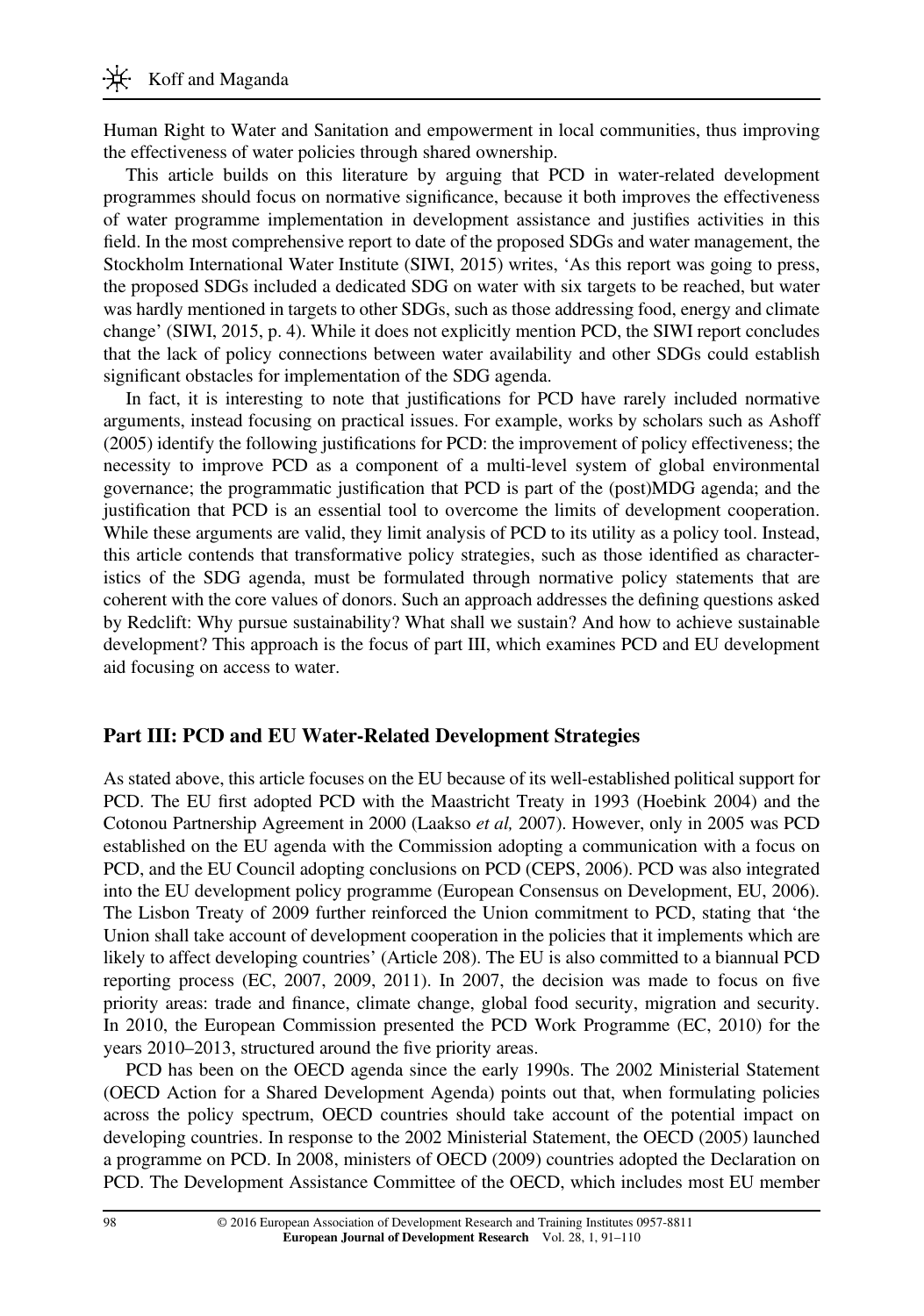Human Right to Water and Sanitation and empowerment in local communities, thus improving the effectiveness of water policies through shared ownership.

This article builds on this literature by arguing that PCD in water-related development programmes should focus on normative significance, because it both improves the effectiveness of water programme implementation in development assistance and justifies activities in this field. In the most comprehensive report to date of the proposed SDGs and water management, the Stockholm International Water Institute (SIWI, 2015) writes, 'As this report was going to press, the proposed SDGs included a dedicated SDG on water with six targets to be reached, but water was hardly mentioned in targets to other SDGs, such as those addressing food, energy and climate change' (SIWI, 2015, p. 4). While it does not explicitly mention PCD, the SIWI report concludes that the lack of policy connections between water availability and other SDGs could establish significant obstacles for implementation of the SDG agenda.

In fact, it is interesting to note that justifications for PCD have rarely included normative arguments, instead focusing on practical issues. For example, works by scholars such as Ashoff (2005) identify the following justifications for PCD: the improvement of policy effectiveness; the necessity to improve PCD as a component of a multi-level system of global environmental governance; the programmatic justification that PCD is part of the (post)MDG agenda; and the justification that PCD is an essential tool to overcome the limits of development cooperation. While these arguments are valid, they limit analysis of PCD to its utility as a policy tool. Instead, this article contends that transformative policy strategies, such as those identified as characteristics of the SDG agenda, must be formulated through normative policy statements that are coherent with the core values of donors. Such an approach addresses the defining questions asked by Redclift: Why pursue sustainability? What shall we sustain? And how to achieve sustainable development? This approach is the focus of part III, which examines PCD and EU development aid focusing on access to water.

## Part III: PCD and EU Water-Related Development Strategies

As stated above, this article focuses on the EU because of its well-established political support for PCD. The EU first adopted PCD with the Maastricht Treaty in 1993 (Hoebink 2004) and the Cotonou Partnership Agreement in 2000 (Laakso *et al,* 2007). However, only in 2005 was PCD established on the EU agenda with the Commission adopting a communication with a focus on PCD, and the EU Council adopting conclusions on PCD (CEPS, 2006). PCD was also integrated into the EU development policy programme (European Consensus on Development, EU, 2006). The Lisbon Treaty of 2009 further reinforced the Union commitment to PCD, stating that 'the Union shall take account of development cooperation in the policies that it implements which are likely to affect developing countries' (Article 208). The EU is also committed to a biannual PCD reporting process (EC, 2007, 2009, 2011). In 2007, the decision was made to focus on five priority areas: trade and finance, climate change, global food security, migration and security. In 2010, the European Commission presented the PCD Work Programme (EC, 2010) for the years 2010–2013, structured around the five priority areas.

PCD has been on the OECD agenda since the early 1990s. The 2002 Ministerial Statement (OECD Action for a Shared Development Agenda) points out that, when formulating policies across the policy spectrum, OECD countries should take account of the potential impact on developing countries. In response to the 2002 Ministerial Statement, the OECD (2005) launched a programme on PCD. In 2008, ministers of OECD (2009) countries adopted the Declaration on PCD. The Development Assistance Committee of the OECD, which includes most EU member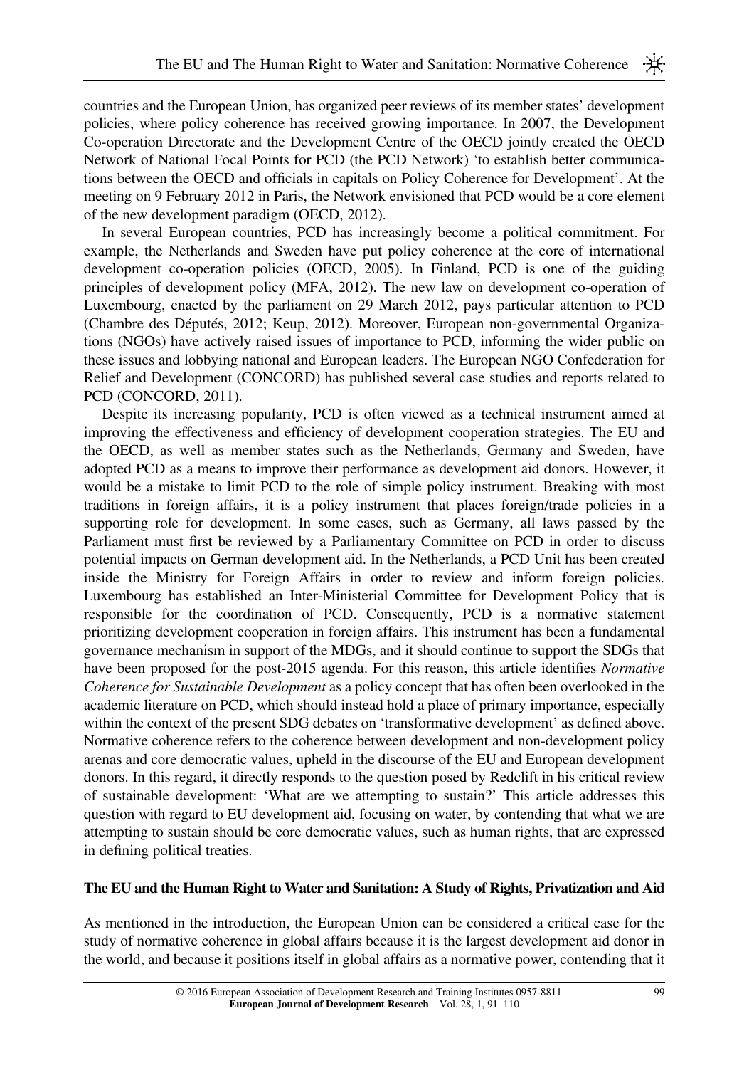countries and the European Union, has organized peer reviews of its member states' development policies, where policy coherence has received growing importance. In 2007, the Development Co-operation Directorate and the Development Centre of the OECD jointly created the OECD Network of National Focal Points for PCD (the PCD Network) 'to establish better communications between the OECD and officials in capitals on Policy Coherence for Development'. At the meeting on 9 February 2012 in Paris, the Network envisioned that PCD would be a core element of the new development paradigm (OECD, 2012).

In several European countries, PCD has increasingly become a political commitment. For example, the Netherlands and Sweden have put policy coherence at the core of international development co-operation policies (OECD, 2005). In Finland, PCD is one of the guiding principles of development policy (MFA, 2012). The new law on development co-operation of Luxembourg, enacted by the parliament on 29 March 2012, pays particular attention to PCD (Chambre des Députés, 2012; Keup, 2012). Moreover, European non-governmental Organizations (NGOs) have actively raised issues of importance to PCD, informing the wider public on these issues and lobbying national and European leaders. The European NGO Confederation for Relief and Development (CONCORD) has published several case studies and reports related to PCD (CONCORD, 2011).

Despite its increasing popularity, PCD is often viewed as a technical instrument aimed at improving the effectiveness and efficiency of development cooperation strategies. The EU and the OECD, as well as member states such as the Netherlands, Germany and Sweden, have adopted PCD as a means to improve their performance as development aid donors. However, it would be a mistake to limit PCD to the role of simple policy instrument. Breaking with most traditions in foreign affairs, it is a policy instrument that places foreign/trade policies in a supporting role for development. In some cases, such as Germany, all laws passed by the Parliament must first be reviewed by a Parliamentary Committee on PCD in order to discuss potential impacts on German development aid. In the Netherlands, a PCD Unit has been created inside the Ministry for Foreign Affairs in order to review and inform foreign policies. Luxembourg has established an Inter-Ministerial Committee for Development Policy that is responsible for the coordination of PCD. Consequently, PCD is a normative statement prioritizing development cooperation in foreign affairs. This instrument has been a fundamental governance mechanism in support of the MDGs, and it should continue to support the SDGs that have been proposed for the post-2015 agenda. For this reason, this article identifies *Normative Coherence for Sustainable Development* as a policy concept that has often been overlooked in the academic literature on PCD, which should instead hold a place of primary importance, especially within the context of the present SDG debates on 'transformative development' as defined above. Normative coherence refers to the coherence between development and non-development policy arenas and core democratic values, upheld in the discourse of the EU and European development donors. In this regard, it directly responds to the question posed by Redclift in his critical review of sustainable development: 'What are we attempting to sustain?' This article addresses this question with regard to EU development aid, focusing on water, by contending that what we are attempting to sustain should be core democratic values, such as human rights, that are expressed in defining political treaties.

## The EU and the Human Right to Water and Sanitation: A Study of Rights, Privatization and Aid

As mentioned in the introduction, the European Union can be considered a critical case for the study of normative coherence in global affairs because it is the largest development aid donor in the world, and because it positions itself in global affairs as a normative power, contending that it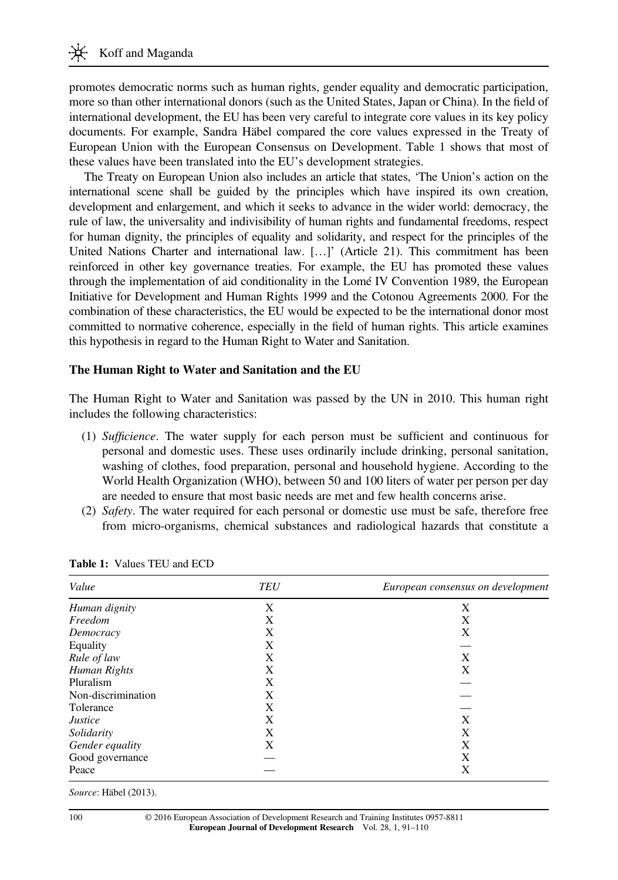promotes democratic norms such as human rights, gender equality and democratic participation, more so than other international donors (such as the United States, Japan or China). In the field of international development, the EU has been very careful to integrate core values in its key policy documents. For example, Sandra Häbel compared the core values expressed in the Treaty of European Union with the European Consensus on Development. Table 1 shows that most of these values have been translated into the EU's development strategies.

The Treaty on European Union also includes an article that states, 'The Union's action on the international scene shall be guided by the principles which have inspired its own creation, development and enlargement, and which it seeks to advance in the wider world: democracy, the rule of law, the universality and indivisibility of human rights and fundamental freedoms, respect for human dignity, the principles of equality and solidarity, and respect for the principles of the United Nations Charter and international law. […]' (Article 21). This commitment has been reinforced in other key governance treaties. For example, the EU has promoted these values through the implementation of aid conditionality in the Lomé IV Convention 1989, the European Initiative for Development and Human Rights 1999 and the Cotonou Agreements 2000. For the combination of these characteristics, the EU would be expected to be the international donor most committed to normative coherence, especially in the field of human rights. This article examines this hypothesis in regard to the Human Right to Water and Sanitation.

## The Human Right to Water and Sanitation and the EU

The Human Right to Water and Sanitation was passed by the UN in 2010. This human right includes the following characteristics:

(1) *Sufficience*. The water supply for each person must be sufficient and continuous for personal and domestic uses. These uses ordinarily include drinking, personal sanitation, washing of clothes, food preparation, personal and household hygiene. According to the World Health Organization (WHO), between 50 and 100 liters of water per person per day are needed to ensure that most basic needs are met and few health concerns arise.

(2) *Safety*. The water required for each personal or domestic use must be safe, therefore free from micro-organisms, chemical substances and radiological hazards that constitute a

**Table 1:** Values TEU and ECD

| *Value* | *TEU* | *European consensus on development* |
|---|---|---|
| *Human dignity* | X | X |
| *Freedom* | X | X |
| *Democracy* | X | X |
| Equality | X | — |
| *Rule of law* | X | X |
| *Human Rights* | X | X |
| Pluralism | X | — |
| Non-discrimination | X | — |
| Tolerance | X | — |
| *Justice* | X | X |
| *Solidarity* | X | X |
| *Gender equality* | X | X |
| Good governance | — | X |
| Peace | — | X |

*Source*: Häbel (2013).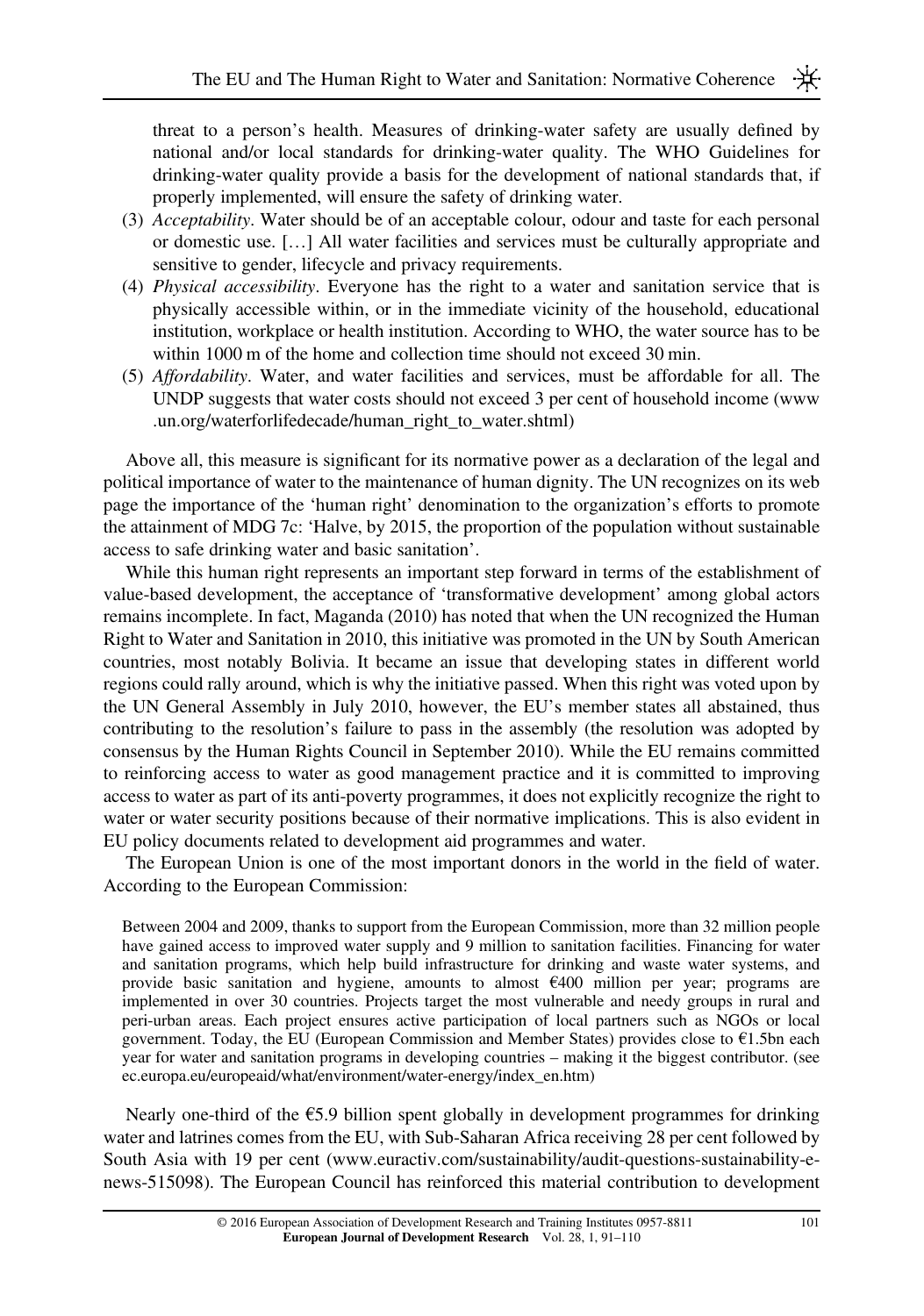threat to a person's health. Measures of drinking-water safety are usually defined by national and/or local standards for drinking-water quality. The WHO Guidelines for drinking-water quality provide a basis for the development of national standards that, if properly implemented, will ensure the safety of drinking water.

(3) *Acceptability*. Water should be of an acceptable colour, odour and taste for each personal or domestic use. […] All water facilities and services must be culturally appropriate and sensitive to gender, lifecycle and privacy requirements.

(4) *Physical accessibility*. Everyone has the right to a water and sanitation service that is physically accessible within, or in the immediate vicinity of the household, educational institution, workplace or health institution. According to WHO, the water source has to be within 1000 m of the home and collection time should not exceed 30 min.

(5) *Affordability*. Water, and water facilities and services, must be affordable for all. The UNDP suggests that water costs should not exceed 3 per cent of household income (www.un.org/waterforlifedecade/human_right_to_water.shtml)

Above all, this measure is significant for its normative power as a declaration of the legal and political importance of water to the maintenance of human dignity. The UN recognizes on its web page the importance of the 'human right' denomination to the organization's efforts to promote the attainment of MDG 7c: 'Halve, by 2015, the proportion of the population without sustainable access to safe drinking water and basic sanitation'.

While this human right represents an important step forward in terms of the establishment of value-based development, the acceptance of 'transformative development' among global actors remains incomplete. In fact, Maganda (2010) has noted that when the UN recognized the Human Right to Water and Sanitation in 2010, this initiative was promoted in the UN by South American countries, most notably Bolivia. It became an issue that developing states in different world regions could rally around, which is why the initiative passed. When this right was voted upon by the UN General Assembly in July 2010, however, the EU's member states all abstained, thus contributing to the resolution's failure to pass in the assembly (the resolution was adopted by consensus by the Human Rights Council in September 2010). While the EU remains committed to reinforcing access to water as good management practice and it is committed to improving access to water as part of its anti-poverty programmes, it does not explicitly recognize the right to water or water security positions because of their normative implications. This is also evident in EU policy documents related to development aid programmes and water.

The European Union is one of the most important donors in the world in the field of water. According to the European Commission:

> Between 2004 and 2009, thanks to support from the European Commission, more than 32 million people have gained access to improved water supply and 9 million to sanitation facilities. Financing for water and sanitation programs, which help build infrastructure for drinking and waste water systems, and provide basic sanitation and hygiene, amounts to almost €400 million per year; programs are implemented in over 30 countries. Projects target the most vulnerable and needy groups in rural and peri-urban areas. Each project ensures active participation of local partners such as NGOs or local government. Today, the EU (European Commission and Member States) provides close to €1.5bn each year for water and sanitation programs in developing countries – making it the biggest contributor. (see ec.europa.eu/europeaid/what/environment/water-energy/index_en.htm)

Nearly one-third of the €5.9 billion spent globally in development programmes for drinking water and latrines comes from the EU, with Sub-Saharan Africa receiving 28 per cent followed by South Asia with 19 per cent (www.euractiv.com/sustainability/audit-questions-sustainability-e-news-515098). The European Council has reinforced this material contribution to development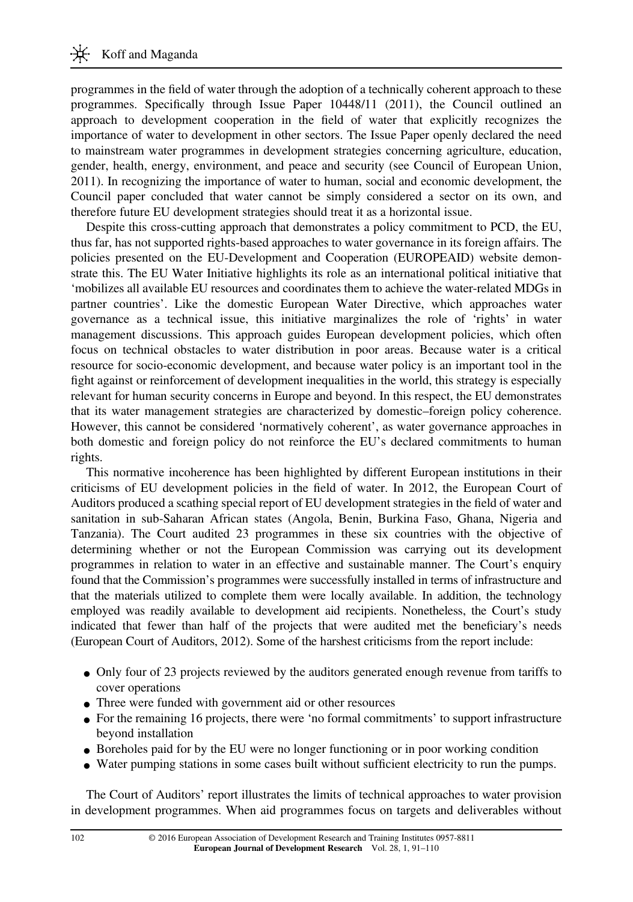programmes in the field of water through the adoption of a technically coherent approach to these programmes. Specifically through Issue Paper 10448/11 (2011), the Council outlined an approach to development cooperation in the field of water that explicitly recognizes the importance of water to development in other sectors. The Issue Paper openly declared the need to mainstream water programmes in development strategies concerning agriculture, education, gender, health, energy, environment, and peace and security (see Council of European Union, 2011). In recognizing the importance of water to human, social and economic development, the Council paper concluded that water cannot be simply considered a sector on its own, and therefore future EU development strategies should treat it as a horizontal issue.

Despite this cross-cutting approach that demonstrates a policy commitment to PCD, the EU, thus far, has not supported rights-based approaches to water governance in its foreign affairs. The policies presented on the EU-Development and Cooperation (EUROPEAID) website demonstrate this. The EU Water Initiative highlights its role as an international political initiative that 'mobilizes all available EU resources and coordinates them to achieve the water-related MDGs in partner countries'. Like the domestic European Water Directive, which approaches water governance as a technical issue, this initiative marginalizes the role of 'rights' in water management discussions. This approach guides European development policies, which often focus on technical obstacles to water distribution in poor areas. Because water is a critical resource for socio-economic development, and because water policy is an important tool in the fight against or reinforcement of development inequalities in the world, this strategy is especially relevant for human security concerns in Europe and beyond. In this respect, the EU demonstrates that its water management strategies are characterized by domestic–foreign policy coherence. However, this cannot be considered 'normatively coherent', as water governance approaches in both domestic and foreign policy do not reinforce the EU's declared commitments to human rights.

This normative incoherence has been highlighted by different European institutions in their criticisms of EU development policies in the field of water. In 2012, the European Court of Auditors produced a scathing special report of EU development strategies in the field of water and sanitation in sub-Saharan African states (Angola, Benin, Burkina Faso, Ghana, Nigeria and Tanzania). The Court audited 23 programmes in these six countries with the objective of determining whether or not the European Commission was carrying out its development programmes in relation to water in an effective and sustainable manner. The Court's enquiry found that the Commission's programmes were successfully installed in terms of infrastructure and that the materials utilized to complete them were locally available. In addition, the technology employed was readily available to development aid recipients. Nonetheless, the Court's study indicated that fewer than half of the projects that were audited met the beneficiary's needs (European Court of Auditors, 2012). Some of the harshest criticisms from the report include:

- Only four of 23 projects reviewed by the auditors generated enough revenue from tariffs to cover operations
- Three were funded with government aid or other resources
- For the remaining 16 projects, there were 'no formal commitments' to support infrastructure beyond installation
- Boreholes paid for by the EU were no longer functioning or in poor working condition
- Water pumping stations in some cases built without sufficient electricity to run the pumps.

The Court of Auditors' report illustrates the limits of technical approaches to water provision in development programmes. When aid programmes focus on targets and deliverables without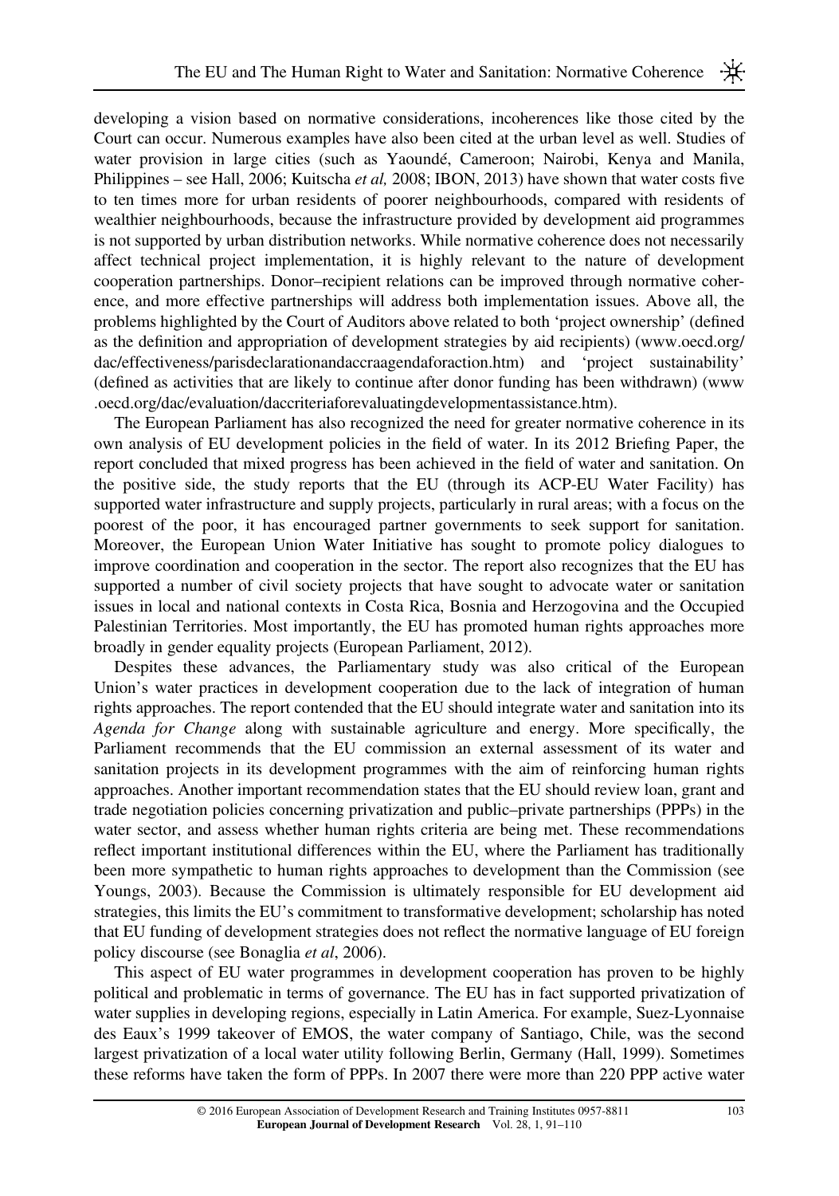developing a vision based on normative considerations, incoherences like those cited by the Court can occur. Numerous examples have also been cited at the urban level as well. Studies of water provision in large cities (such as Yaoundé, Cameroon; Nairobi, Kenya and Manila, Philippines – see Hall, 2006; Kuitscha *et al,* 2008; IBON, 2013) have shown that water costs five to ten times more for urban residents of poorer neighbourhoods, compared with residents of wealthier neighbourhoods, because the infrastructure provided by development aid programmes is not supported by urban distribution networks. While normative coherence does not necessarily affect technical project implementation, it is highly relevant to the nature of development cooperation partnerships. Donor–recipient relations can be improved through normative coherence, and more effective partnerships will address both implementation issues. Above all, the problems highlighted by the Court of Auditors above related to both 'project ownership' (defined as the definition and appropriation of development strategies by aid recipients) (www.oecd.org/dac/effectiveness/parisdeclarationandaccraagendaforaction.htm) and 'project sustainability' (defined as activities that are likely to continue after donor funding has been withdrawn) (www.oecd.org/dac/evaluation/daccriteriaforevaluatingdevelopmentassistance.htm).

The European Parliament has also recognized the need for greater normative coherence in its own analysis of EU development policies in the field of water. In its 2012 Briefing Paper, the report concluded that mixed progress has been achieved in the field of water and sanitation. On the positive side, the study reports that the EU (through its ACP-EU Water Facility) has supported water infrastructure and supply projects, particularly in rural areas; with a focus on the poorest of the poor, it has encouraged partner governments to seek support for sanitation. Moreover, the European Union Water Initiative has sought to promote policy dialogues to improve coordination and cooperation in the sector. The report also recognizes that the EU has supported a number of civil society projects that have sought to advocate water or sanitation issues in local and national contexts in Costa Rica, Bosnia and Herzegovina and the Occupied Palestinian Territories. Most importantly, the EU has promoted human rights approaches more broadly in gender equality projects (European Parliament, 2012).

Despites these advances, the Parliamentary study was also critical of the European Union's water practices in development cooperation due to the lack of integration of human rights approaches. The report contended that the EU should integrate water and sanitation into its *Agenda for Change* along with sustainable agriculture and energy. More specifically, the Parliament recommends that the EU commission an external assessment of its water and sanitation projects in its development programmes with the aim of reinforcing human rights approaches. Another important recommendation states that the EU should review loan, grant and trade negotiation policies concerning privatization and public–private partnerships (PPPs) in the water sector, and assess whether human rights criteria are being met. These recommendations reflect important institutional differences within the EU, where the Parliament has traditionally been more sympathetic to human rights approaches to development than the Commission (see Youngs, 2003). Because the Commission is ultimately responsible for EU development aid strategies, this limits the EU's commitment to transformative development; scholarship has noted that EU funding of development strategies does not reflect the normative language of EU foreign policy discourse (see Bonaglia *et al*, 2006).

This aspect of EU water programmes in development cooperation has proven to be highly political and problematic in terms of governance. The EU has in fact supported privatization of water supplies in developing regions, especially in Latin America. For example, Suez-Lyonnaise des Eaux's 1999 takeover of EMOS, the water company of Santiago, Chile, was the second largest privatization of a local water utility following Berlin, Germany (Hall, 1999). Sometimes these reforms have taken the form of PPPs. In 2007 there were more than 220 PPP active water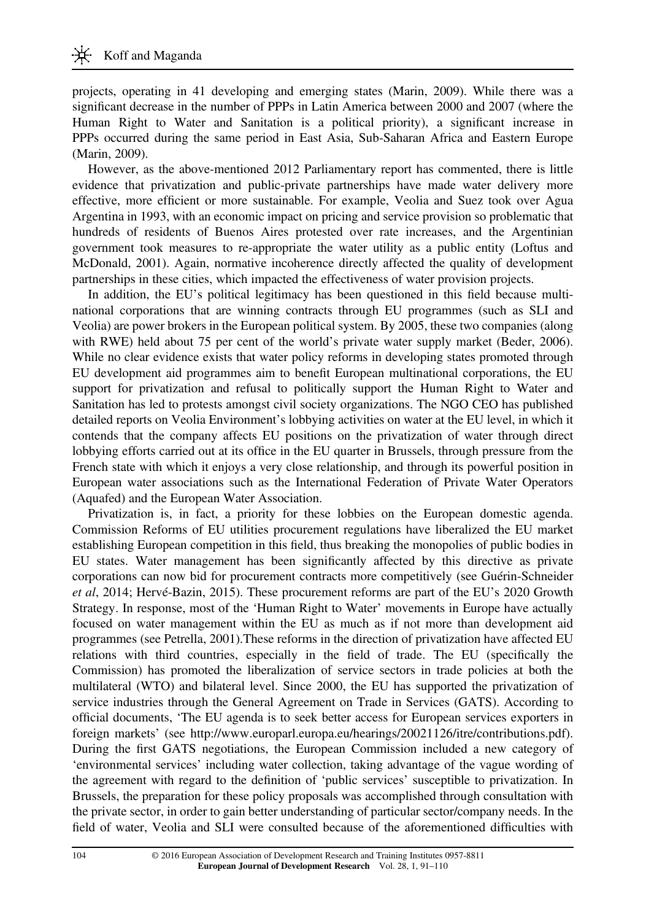projects, operating in 41 developing and emerging states (Marin, 2009). While there was a significant decrease in the number of PPPs in Latin America between 2000 and 2007 (where the Human Right to Water and Sanitation is a political priority), a significant increase in PPPs occurred during the same period in East Asia, Sub-Saharan Africa and Eastern Europe (Marin, 2009).

However, as the above-mentioned 2012 Parliamentary report has commented, there is little evidence that privatization and public-private partnerships have made water delivery more effective, more efficient or more sustainable. For example, Veolia and Suez took over Agua Argentina in 1993, with an economic impact on pricing and service provision so problematic that hundreds of residents of Buenos Aires protested over rate increases, and the Argentinian government took measures to re-appropriate the water utility as a public entity (Loftus and McDonald, 2001). Again, normative incoherence directly affected the quality of development partnerships in these cities, which impacted the effectiveness of water provision projects.

In addition, the EU's political legitimacy has been questioned in this field because multinational corporations that are winning contracts through EU programmes (such as SLI and Veolia) are power brokers in the European political system. By 2005, these two companies (along with RWE) held about 75 per cent of the world's private water supply market (Beder, 2006). While no clear evidence exists that water policy reforms in developing states promoted through EU development aid programmes aim to benefit European multinational corporations, the EU support for privatization and refusal to politically support the Human Right to Water and Sanitation has led to protests amongst civil society organizations. The NGO CEO has published detailed reports on Veolia Environment's lobbying activities on water at the EU level, in which it contends that the company affects EU positions on the privatization of water through direct lobbying efforts carried out at its office in the EU quarter in Brussels, through pressure from the French state with which it enjoys a very close relationship, and through its powerful position in European water associations such as the International Federation of Private Water Operators (Aquafed) and the European Water Association.

Privatization is, in fact, a priority for these lobbies on the European domestic agenda. Commission Reforms of EU utilities procurement regulations have liberalized the EU market establishing European competition in this field, thus breaking the monopolies of public bodies in EU states. Water management has been significantly affected by this directive as private corporations can now bid for procurement contracts more competitively (see Guérin-Schneider *et al*, 2014; Hervé-Bazin, 2015). These procurement reforms are part of the EU's 2020 Growth Strategy. In response, most of the 'Human Right to Water' movements in Europe have actually focused on water management within the EU as much as if not more than development aid programmes (see Petrella, 2001).These reforms in the direction of privatization have affected EU relations with third countries, especially in the field of trade. The EU (specifically the Commission) has promoted the liberalization of service sectors in trade policies at both the multilateral (WTO) and bilateral level. Since 2000, the EU has supported the privatization of service industries through the General Agreement on Trade in Services (GATS). According to official documents, 'The EU agenda is to seek better access for European services exporters in foreign markets' (see http://www.europarl.europa.eu/hearings/20021126/itre/contributions.pdf). During the first GATS negotiations, the European Commission included a new category of 'environmental services' including water collection, taking advantage of the vague wording of the agreement with regard to the definition of 'public services' susceptible to privatization. In Brussels, the preparation for these policy proposals was accomplished through consultation with the private sector, in order to gain better understanding of particular sector/company needs. In the field of water, Veolia and SLI were consulted because of the aforementioned difficulties with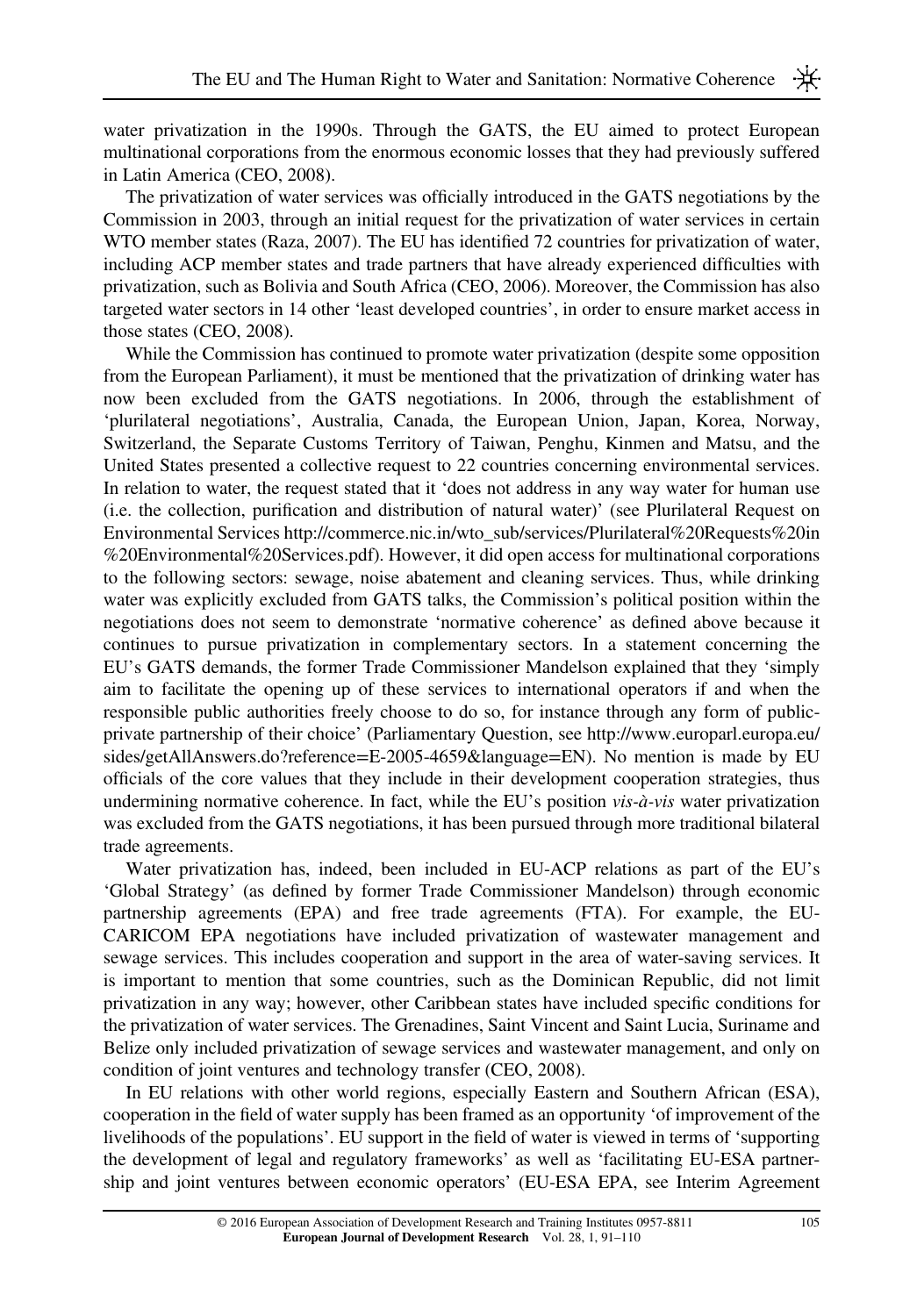water privatization in the 1990s. Through the GATS, the EU aimed to protect European multinational corporations from the enormous economic losses that they had previously suffered in Latin America (CEO, 2008).

The privatization of water services was officially introduced in the GATS negotiations by the Commission in 2003, through an initial request for the privatization of water services in certain WTO member states (Raza, 2007). The EU has identified 72 countries for privatization of water, including ACP member states and trade partners that have already experienced difficulties with privatization, such as Bolivia and South Africa (CEO, 2006). Moreover, the Commission has also targeted water sectors in 14 other 'least developed countries', in order to ensure market access in those states (CEO, 2008).

While the Commission has continued to promote water privatization (despite some opposition from the European Parliament), it must be mentioned that the privatization of drinking water has now been excluded from the GATS negotiations. In 2006, through the establishment of 'plurilateral negotiations', Australia, Canada, the European Union, Japan, Korea, Norway, Switzerland, the Separate Customs Territory of Taiwan, Penghu, Kinmen and Matsu, and the United States presented a collective request to 22 countries concerning environmental services. In relation to water, the request stated that it 'does not address in any way water for human use (i.e. the collection, purification and distribution of natural water)' (see Plurilateral Request on Environmental Services http://commerce.nic.in/wto_sub/services/Plurilateral%20Requests%20in%20Environmental%20Services.pdf). However, it did open access for multinational corporations to the following sectors: sewage, noise abatement and cleaning services. Thus, while drinking water was explicitly excluded from GATS talks, the Commission's political position within the negotiations does not seem to demonstrate 'normative coherence' as defined above because it continues to pursue privatization in complementary sectors. In a statement concerning the EU's GATS demands, the former Trade Commissioner Mandelson explained that they 'simply aim to facilitate the opening up of these services to international operators if and when the responsible public authorities freely choose to do so, for instance through any form of public-private partnership of their choice' (Parliamentary Question, see http://www.europarl.europa.eu/sides/getAllAnswers.do?reference=E-2005-4659&language=EN). No mention is made by EU officials of the core values that they include in their development cooperation strategies, thus undermining normative coherence. In fact, while the EU's position *vis-à-vis* water privatization was excluded from the GATS negotiations, it has been pursued through more traditional bilateral trade agreements.

Water privatization has, indeed, been included in EU-ACP relations as part of the EU's 'Global Strategy' (as defined by former Trade Commissioner Mandelson) through economic partnership agreements (EPA) and free trade agreements (FTA). For example, the EU-CARICOM EPA negotiations have included privatization of wastewater management and sewage services. This includes cooperation and support in the area of water-saving services. It is important to mention that some countries, such as the Dominican Republic, did not limit privatization in any way; however, other Caribbean states have included specific conditions for the privatization of water services. The Grenadines, Saint Vincent and Saint Lucia, Suriname and Belize only included privatization of sewage services and wastewater management, and only on condition of joint ventures and technology transfer (CEO, 2008).

In EU relations with other world regions, especially Eastern and Southern African (ESA), cooperation in the field of water supply has been framed as an opportunity 'of improvement of the livelihoods of the populations'. EU support in the field of water is viewed in terms of 'supporting the development of legal and regulatory frameworks' as well as 'facilitating EU-ESA partnership and joint ventures between economic operators' (EU-ESA EPA, see Interim Agreement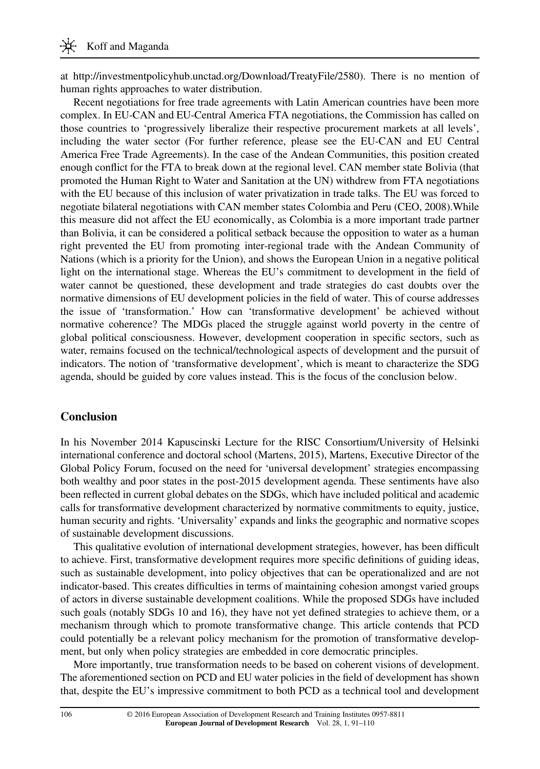at http://investmentpolicyhub.unctad.org/Download/TreatyFile/2580). There is no mention of human rights approaches to water distribution.

Recent negotiations for free trade agreements with Latin American countries have been more complex. In EU-CAN and EU-Central America FTA negotiations, the Commission has called on those countries to 'progressively liberalize their respective procurement markets at all levels', including the water sector (For further reference, please see the EU-CAN and EU Central America Free Trade Agreements). In the case of the Andean Communities, this position created enough conflict for the FTA to break down at the regional level. CAN member state Bolivia (that promoted the Human Right to Water and Sanitation at the UN) withdrew from FTA negotiations with the EU because of this inclusion of water privatization in trade talks. The EU was forced to negotiate bilateral negotiations with CAN member states Colombia and Peru (CEO, 2008).While this measure did not affect the EU economically, as Colombia is a more important trade partner than Bolivia, it can be considered a political setback because the opposition to water as a human right prevented the EU from promoting inter-regional trade with the Andean Community of Nations (which is a priority for the Union), and shows the European Union in a negative political light on the international stage. Whereas the EU's commitment to development in the field of water cannot be questioned, these development and trade strategies do cast doubts over the normative dimensions of EU development policies in the field of water. This of course addresses the issue of 'transformation.' How can 'transformative development' be achieved without normative coherence? The MDGs placed the struggle against world poverty in the centre of global political consciousness. However, development cooperation in specific sectors, such as water, remains focused on the technical/technological aspects of development and the pursuit of indicators. The notion of 'transformative development', which is meant to characterize the SDG agenda, should be guided by core values instead. This is the focus of the conclusion below.

## Conclusion

In his November 2014 Kapuscinski Lecture for the RISC Consortium/University of Helsinki international conference and doctoral school (Martens, 2015), Martens, Executive Director of the Global Policy Forum, focused on the need for 'universal development' strategies encompassing both wealthy and poor states in the post-2015 development agenda. These sentiments have also been reflected in current global debates on the SDGs, which have included political and academic calls for transformative development characterized by normative commitments to equity, justice, human security and rights. 'Universality' expands and links the geographic and normative scopes of sustainable development discussions.

This qualitative evolution of international development strategies, however, has been difficult to achieve. First, transformative development requires more specific definitions of guiding ideas, such as sustainable development, into policy objectives that can be operationalized and are not indicator-based. This creates difficulties in terms of maintaining cohesion amongst varied groups of actors in diverse sustainable development coalitions. While the proposed SDGs have included such goals (notably SDGs 10 and 16), they have not yet defined strategies to achieve them, or a mechanism through which to promote transformative change. This article contends that PCD could potentially be a relevant policy mechanism for the promotion of transformative development, but only when policy strategies are embedded in core democratic principles.

More importantly, true transformation needs to be based on coherent visions of development. The aforementioned section on PCD and EU water policies in the field of development has shown that, despite the EU's impressive commitment to both PCD as a technical tool and development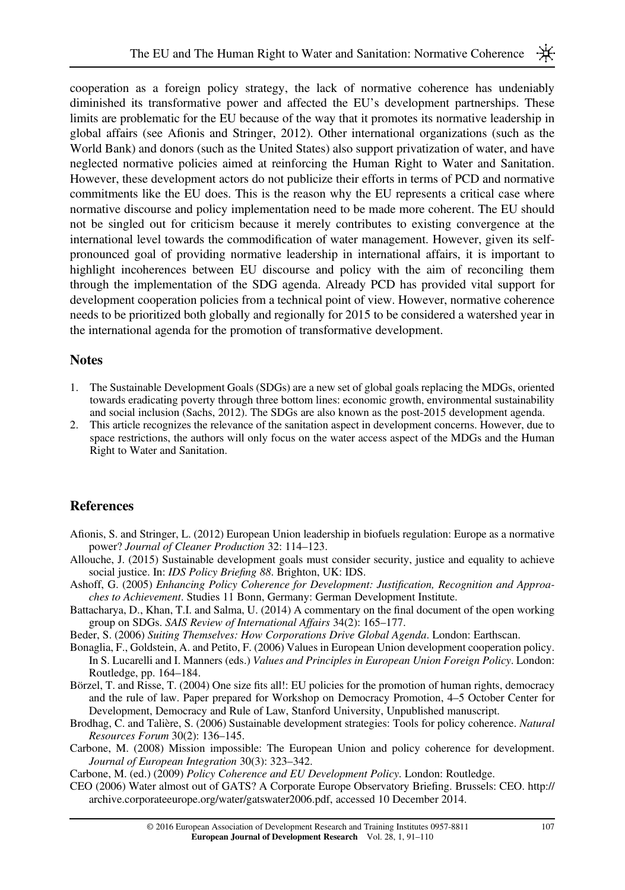cooperation as a foreign policy strategy, the lack of normative coherence has undeniably diminished its transformative power and affected the EU's development partnerships. These limits are problematic for the EU because of the way that it promotes its normative leadership in global affairs (see Afionis and Stringer, 2012). Other international organizations (such as the World Bank) and donors (such as the United States) also support privatization of water, and have neglected normative policies aimed at reinforcing the Human Right to Water and Sanitation. However, these development actors do not publicize their efforts in terms of PCD and normative commitments like the EU does. This is the reason why the EU represents a critical case where normative discourse and policy implementation need to be made more coherent. The EU should not be singled out for criticism because it merely contributes to existing convergence at the international level towards the commodification of water management. However, given its self-pronounced goal of providing normative leadership in international affairs, it is important to highlight incoherences between EU discourse and policy with the aim of reconciling them through the implementation of the SDG agenda. Already PCD has provided vital support for development cooperation policies from a technical point of view. However, normative coherence needs to be prioritized both globally and regionally for 2015 to be considered a watershed year in the international agenda for the promotion of transformative development.

## Notes

1. The Sustainable Development Goals (SDGs) are a new set of global goals replacing the MDGs, oriented towards eradicating poverty through three bottom lines: economic growth, environmental sustainability and social inclusion (Sachs, 2012). The SDGs are also known as the post-2015 development agenda.
2. This article recognizes the relevance of the sanitation aspect in development concerns. However, due to space restrictions, the authors will only focus on the water access aspect of the MDGs and the Human Right to Water and Sanitation.

## References

Afionis, S. and Stringer, L. (2012) European Union leadership in biofuels regulation: Europe as a normative power? *Journal of Cleaner Production* 32: 114–123.

Allouche, J. (2015) Sustainable development goals must consider security, justice and equality to achieve social justice. In: *IDS Policy Briefing 88*. Brighton, UK: IDS.

Ashoff, G. (2005) *Enhancing Policy Coherence for Development: Justification, Recognition and Approaches to Achievement*. Studies 11 Bonn, Germany: German Development Institute.

Battacharya, D., Khan, T.I. and Salma, U. (2014) A commentary on the final document of the open working group on SDGs. *SAIS Review of International Affairs* 34(2): 165–177.

Beder, S. (2006) *Suiting Themselves: How Corporations Drive Global Agenda*. London: Earthscan.

Bonaglia, F., Goldstein, A. and Petito, F. (2006) Values in European Union development cooperation policy. In S. Lucarelli and I. Manners (eds.) *Values and Principles in European Union Foreign Policy*. London: Routledge, pp. 164–184.

Börzel, T. and Risse, T. (2004) One size fits all!: EU policies for the promotion of human rights, democracy and the rule of law. Paper prepared for Workshop on Democracy Promotion, 4–5 October Center for Development, Democracy and Rule of Law, Stanford University, Unpublished manuscript.

Brodhag, C. and Talière, S. (2006) Sustainable development strategies: Tools for policy coherence. *Natural Resources Forum* 30(2): 136–145.

Carbone, M. (2008) Mission impossible: The European Union and policy coherence for development. *Journal of European Integration* 30(3): 323–342.

Carbone, M. (ed.) (2009) *Policy Coherence and EU Development Policy*. London: Routledge.

CEO (2006) Water almost out of GATS? A Corporate Europe Observatory Briefing. Brussels: CEO. http://archive.corporateeurope.org/water/gatswater2006.pdf, accessed 10 December 2014.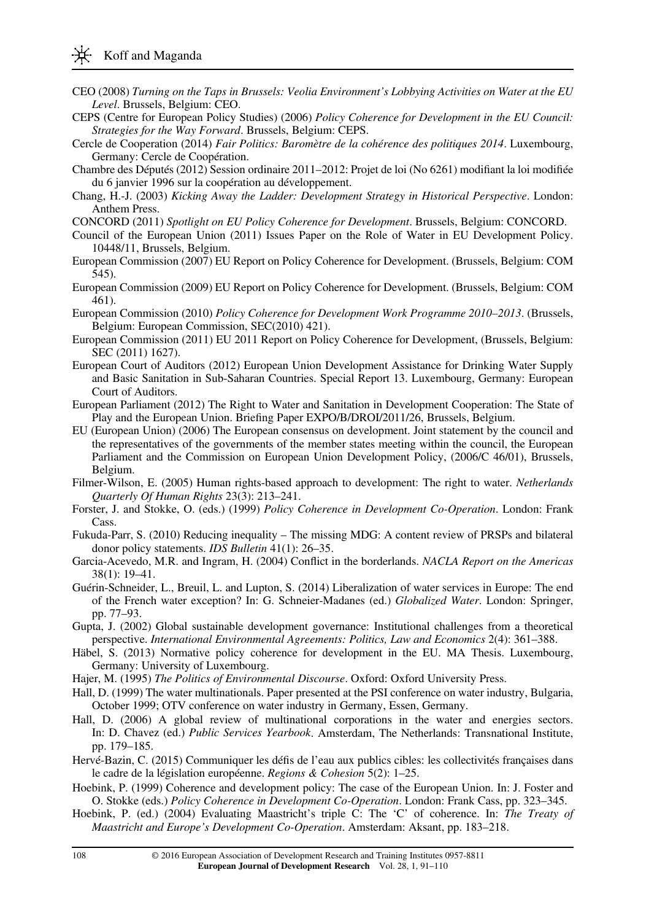CEO (2008) *Turning on the Taps in Brussels: Veolia Environment's Lobbying Activities on Water at the EU Level*. Brussels, Belgium: CEO.

CEPS (Centre for European Policy Studies) (2006) *Policy Coherence for Development in the EU Council: Strategies for the Way Forward*. Brussels, Belgium: CEPS.

Cercle de Cooperation (2014) *Fair Politics: Baromètre de la cohérence des politiques 2014*. Luxembourg, Germany: Cercle de Coopération.

Chambre des Députés (2012) Session ordinaire 2011–2012: Projet de loi (No 6261) modifiant la loi modifiée du 6 janvier 1996 sur la coopération au développement.

Chang, H.-J. (2003) *Kicking Away the Ladder: Development Strategy in Historical Perspective*. London: Anthem Press.

CONCORD (2011) *Spotlight on EU Policy Coherence for Development*. Brussels, Belgium: CONCORD.

Council of the European Union (2011) Issues Paper on the Role of Water in EU Development Policy. 10448/11, Brussels, Belgium.

European Commission (2007) EU Report on Policy Coherence for Development. (Brussels, Belgium: COM 545).

European Commission (2009) EU Report on Policy Coherence for Development. (Brussels, Belgium: COM 461).

European Commission (2010) *Policy Coherence for Development Work Programme 2010–2013*. (Brussels, Belgium: European Commission, SEC(2010) 421).

European Commission (2011) EU 2011 Report on Policy Coherence for Development, (Brussels, Belgium: SEC (2011) 1627).

European Court of Auditors (2012) European Union Development Assistance for Drinking Water Supply and Basic Sanitation in Sub-Saharan Countries. Special Report 13. Luxembourg, Germany: European Court of Auditors.

European Parliament (2012) The Right to Water and Sanitation in Development Cooperation: The State of Play and the European Union. Briefing Paper EXPO/B/DROI/2011/26, Brussels, Belgium.

EU (European Union) (2006) The European consensus on development. Joint statement by the council and the representatives of the governments of the member states meeting within the council, the European Parliament and the Commission on European Union Development Policy, (2006/C 46/01), Brussels, Belgium.

Filmer-Wilson, E. (2005) Human rights-based approach to development: The right to water. *Netherlands Quarterly Of Human Rights* 23(3): 213–241.

Forster, J. and Stokke, O. (eds.) (1999) *Policy Coherence in Development Co-Operation*. London: Frank Cass.

Fukuda-Parr, S. (2010) Reducing inequality – The missing MDG: A content review of PRSPs and bilateral donor policy statements. *IDS Bulletin* 41(1): 26–35.

Garcia-Acevedo, M.R. and Ingram, H. (2004) Conflict in the borderlands. *NACLA Report on the Americas* 38(1): 19–41.

Guérin-Schneider, L., Breuil, L. and Lupton, S. (2014) Liberalization of water services in Europe: The end of the French water exception? In: G. Schneier-Madanes (ed.) *Globalized Water*. London: Springer, pp. 77–93.

Gupta, J. (2002) Global sustainable development governance: Institutional challenges from a theoretical perspective. *International Environmental Agreements: Politics, Law and Economics* 2(4): 361–388.

Häbel, S. (2013) Normative policy coherence for development in the EU. MA Thesis. Luxembourg, Germany: University of Luxembourg.

Hajer, M. (1995) *The Politics of Environmental Discourse*. Oxford: Oxford University Press.

Hall, D. (1999) The water multinationals. Paper presented at the PSI conference on water industry, Bulgaria, October 1999; OTV conference on water industry in Germany, Essen, Germany.

Hall, D. (2006) A global review of multinational corporations in the water and energies sectors. In: D. Chavez (ed.) *Public Services Yearbook*. Amsterdam, The Netherlands: Transnational Institute, pp. 179–185.

Hervé-Bazin, C. (2015) Communiquer les défis de l'eau aux publics cibles: les collectivités françaises dans le cadre de la législation européenne. *Regions & Cohesion* 5(2): 1–25.

Hoebink, P. (1999) Coherence and development policy: The case of the European Union. In: J. Foster and O. Stokke (eds.) *Policy Coherence in Development Co-Operation*. London: Frank Cass, pp. 323–345.

Hoebink, P. (ed.) (2004) Evaluating Maastricht's triple C: The 'C' of coherence. In: *The Treaty of Maastricht and Europe's Development Co-Operation*. Amsterdam: Aksant, pp. 183–218.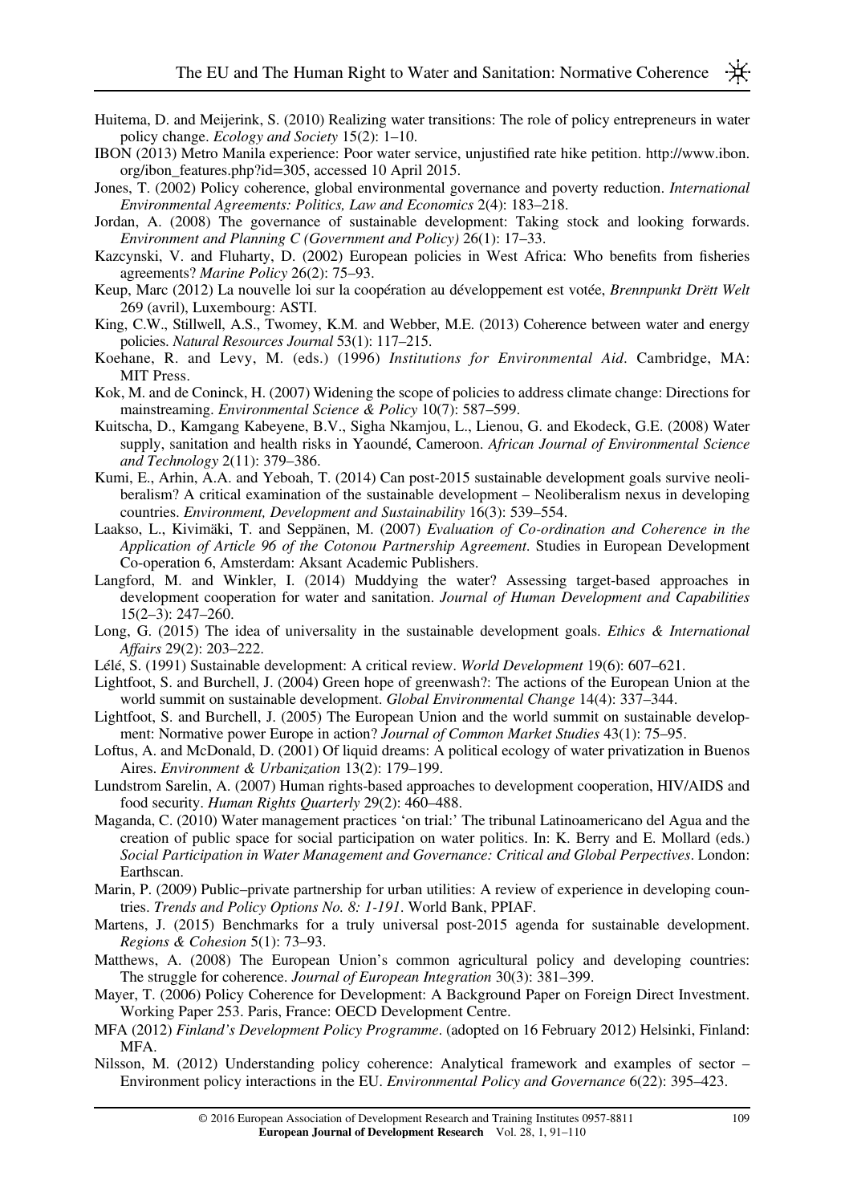Huitema, D. and Meijerink, S. (2010) Realizing water transitions: The role of policy entrepreneurs in water policy change. *Ecology and Society* 15(2): 1–10.

IBON (2013) Metro Manila experience: Poor water service, unjustified rate hike petition. http://www.ibon.org/ibon_features.php?id=305, accessed 10 April 2015.

Jones, T. (2002) Policy coherence, global environmental governance and poverty reduction. *International Environmental Agreements: Politics, Law and Economics* 2(4): 183–218.

Jordan, A. (2008) The governance of sustainable development: Taking stock and looking forwards. *Environment and Planning C (Government and Policy)* 26(1): 17–33.

Kazcynski, V. and Fluharty, D. (2002) European policies in West Africa: Who benefits from fisheries agreements? *Marine Policy* 26(2): 75–93.

Keup, Marc (2012) La nouvelle loi sur la coopération au développement est votée, *Brennpunkt Drëtt Welt* 269 (avril), Luxembourg: ASTI.

King, C.W., Stillwell, A.S., Twomey, K.M. and Webber, M.E. (2013) Coherence between water and energy policies. *Natural Resources Journal* 53(1): 117–215.

Koehane, R. and Levy, M. (eds.) (1996) *Institutions for Environmental Aid*. Cambridge, MA: MIT Press.

Kok, M. and de Coninck, H. (2007) Widening the scope of policies to address climate change: Directions for mainstreaming. *Environmental Science & Policy* 10(7): 587–599.

Kuitscha, D., Kamgang Kabeyene, B.V., Sigha Nkamjou, L., Lienou, G. and Ekodeck, G.E. (2008) Water supply, sanitation and health risks in Yaoundé, Cameroon. *African Journal of Environmental Science and Technology* 2(11): 379–386.

Kumi, E., Arhin, A.A. and Yeboah, T. (2014) Can post-2015 sustainable development goals survive neoliberalism? A critical examination of the sustainable development – Neoliberalism nexus in developing countries. *Environment, Development and Sustainability* 16(3): 539–554.

Laakso, L., Kivimäki, T. and Seppänen, M. (2007) *Evaluation of Co-ordination and Coherence in the Application of Article 96 of the Cotonou Partnership Agreement*. Studies in European Development Co-operation 6, Amsterdam: Aksant Academic Publishers.

Langford, M. and Winkler, I. (2014) Muddying the water? Assessing target-based approaches in development cooperation for water and sanitation. *Journal of Human Development and Capabilities* 15(2–3): 247–260.

Long, G. (2015) The idea of universality in the sustainable development goals. *Ethics & International Affairs* 29(2): 203–222.

Lélé, S. (1991) Sustainable development: A critical review. *World Development* 19(6): 607–621.

Lightfoot, S. and Burchell, J. (2004) Green hope of greenwash?: The actions of the European Union at the world summit on sustainable development. *Global Environmental Change* 14(4): 337–344.

Lightfoot, S. and Burchell, J. (2005) The European Union and the world summit on sustainable development: Normative power Europe in action? *Journal of Common Market Studies* 43(1): 75–95.

Loftus, A. and McDonald, D. (2001) Of liquid dreams: A political ecology of water privatization in Buenos Aires. *Environment & Urbanization* 13(2): 179–199.

Lundstrom Sarelin, A. (2007) Human rights-based approaches to development cooperation, HIV/AIDS and food security. *Human Rights Quarterly* 29(2): 460–488.

Maganda, C. (2010) Water management practices 'on trial:' The tribunal Latinoamericano del Agua and the creation of public space for social participation on water politics. In: K. Berry and E. Mollard (eds.) *Social Participation in Water Management and Governance: Critical and Global Perpectives*. London: Earthscan.

Marin, P. (2009) Public–private partnership for urban utilities: A review of experience in developing countries. *Trends and Policy Options No. 8: 1-191*. World Bank, PPIAF.

Martens, J. (2015) Benchmarks for a truly universal post-2015 agenda for sustainable development. *Regions & Cohesion* 5(1): 73–93.

Matthews, A. (2008) The European Union's common agricultural policy and developing countries: The struggle for coherence. *Journal of European Integration* 30(3): 381–399.

Mayer, T. (2006) Policy Coherence for Development: A Background Paper on Foreign Direct Investment. Working Paper 253. Paris, France: OECD Development Centre.

MFA (2012) *Finland's Development Policy Programme*. (adopted on 16 February 2012) Helsinki, Finland: MFA.

Nilsson, M. (2012) Understanding policy coherence: Analytical framework and examples of sector – Environment policy interactions in the EU. *Environmental Policy and Governance* 6(22): 395–423.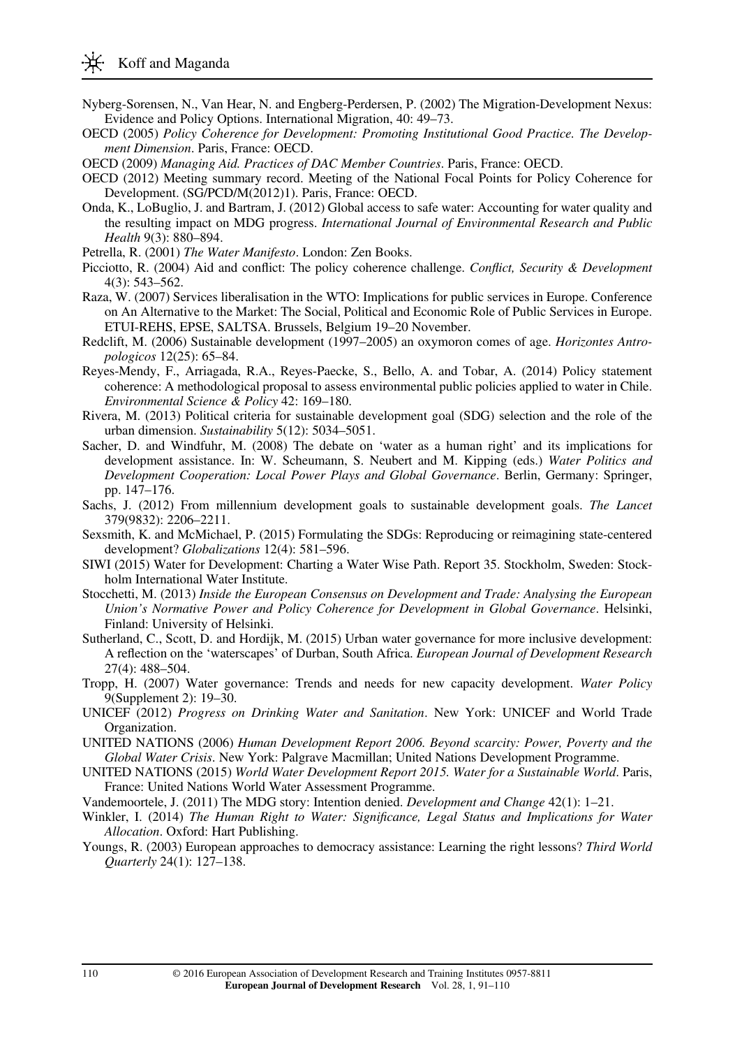Nyberg-Sorensen, N., Van Hear, N. and Engberg-Perdersen, P. (2002) The Migration-Development Nexus: Evidence and Policy Options. International Migration, 40: 49–73.

OECD (2005) *Policy Coherence for Development: Promoting Institutional Good Practice. The Development Dimension*. Paris, France: OECD.

OECD (2009) *Managing Aid. Practices of DAC Member Countries*. Paris, France: OECD.

OECD (2012) Meeting summary record. Meeting of the National Focal Points for Policy Coherence for Development. (SG/PCD/M(2012)1). Paris, France: OECD.

Onda, K., LoBuglio, J. and Bartram, J. (2012) Global access to safe water: Accounting for water quality and the resulting impact on MDG progress. *International Journal of Environmental Research and Public Health* 9(3): 880–894.

Petrella, R. (2001) *The Water Manifesto*. London: Zen Books.

Picciotto, R. (2004) Aid and conflict: The policy coherence challenge. *Conflict, Security & Development* 4(3): 543–562.

Raza, W. (2007) Services liberalisation in the WTO: Implications for public services in Europe. Conference on An Alternative to the Market: The Social, Political and Economic Role of Public Services in Europe. ETUI-REHS, EPSE, SALTSA. Brussels, Belgium 19–20 November.

Redclift, M. (2006) Sustainable development (1997–2005) an oxymoron comes of age. *Horizontes Antropologicos* 12(25): 65–84.

Reyes-Mendy, F., Arriagada, R.A., Reyes-Paecke, S., Bello, A. and Tobar, A. (2014) Policy statement coherence: A methodological proposal to assess environmental public policies applied to water in Chile. *Environmental Science & Policy* 42: 169–180.

Rivera, M. (2013) Political criteria for sustainable development goal (SDG) selection and the role of the urban dimension. *Sustainability* 5(12): 5034–5051.

Sacher, D. and Windfuhr, M. (2008) The debate on 'water as a human right' and its implications for development assistance. In: W. Scheumann, S. Neubert and M. Kipping (eds.) *Water Politics and Development Cooperation: Local Power Plays and Global Governance*. Berlin, Germany: Springer, pp. 147–176.

Sachs, J. (2012) From millennium development goals to sustainable development goals. *The Lancet* 379(9832): 2206–2211.

Sexsmith, K. and McMichael, P. (2015) Formulating the SDGs: Reproducing or reimagining state-centered development? *Globalizations* 12(4): 581–596.

SIWI (2015) Water for Development: Charting a Water Wise Path. Report 35. Stockholm, Sweden: Stockholm International Water Institute.

Stocchetti, M. (2013) *Inside the European Consensus on Development and Trade: Analysing the European Union's Normative Power and Policy Coherence for Development in Global Governance*. Helsinki, Finland: University of Helsinki.

Sutherland, C., Scott, D. and Hordijk, M. (2015) Urban water governance for more inclusive development: A reflection on the 'waterscapes' of Durban, South Africa. *European Journal of Development Research* 27(4): 488–504.

Tropp, H. (2007) Water governance: Trends and needs for new capacity development. *Water Policy* 9(Supplement 2): 19–30.

UNICEF (2012) *Progress on Drinking Water and Sanitation*. New York: UNICEF and World Trade Organization.

UNITED NATIONS (2006) *Human Development Report 2006. Beyond scarcity: Power, Poverty and the Global Water Crisis*. New York: Palgrave Macmillan; United Nations Development Programme.

UNITED NATIONS (2015) *World Water Development Report 2015. Water for a Sustainable World*. Paris, France: United Nations World Water Assessment Programme.

Vandemoortele, J. (2011) The MDG story: Intention denied. *Development and Change* 42(1): 1–21.

Winkler, I. (2014) *The Human Right to Water: Significance, Legal Status and Implications for Water Allocation*. Oxford: Hart Publishing.

Youngs, R. (2003) European approaches to democracy assistance: Learning the right lessons? *Third World Quarterly* 24(1): 127–138.